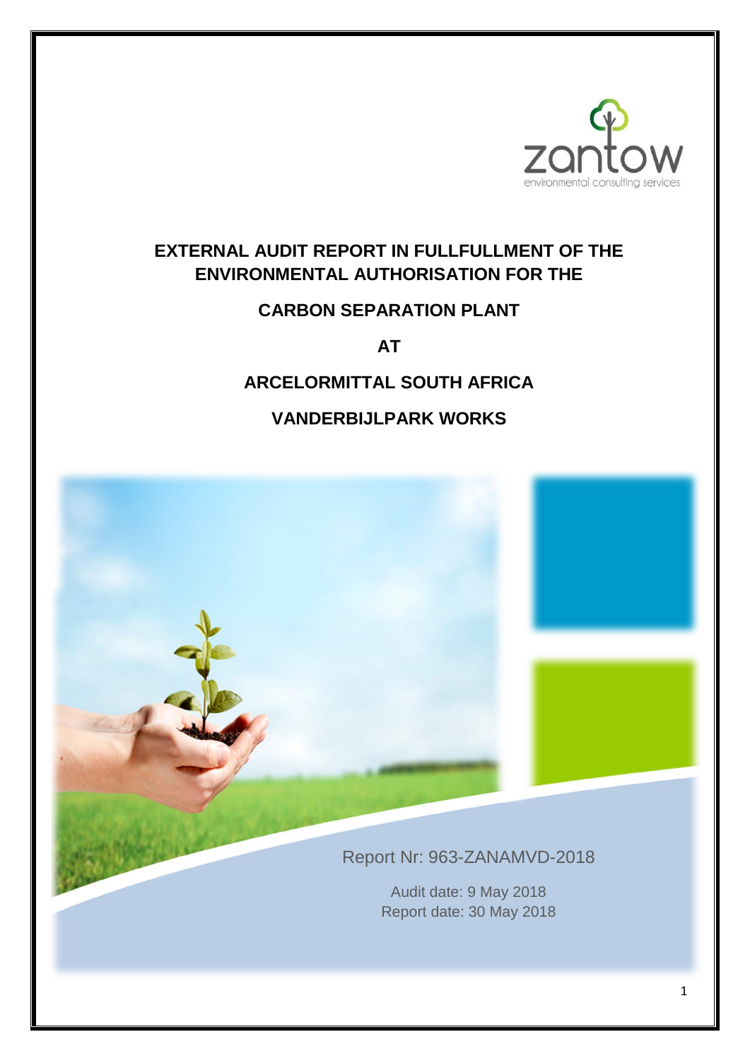zantow
environmental consulting services

# EXTERNAL AUDIT REPORT IN FULLFULLMENT OF THE ENVIRONMENTAL AUTHORISATION FOR THE

# CARBON SEPARATION PLANT

# AT

# ARCELORMITTAL SOUTH AFRICA

# VANDERBIJLPARK WORKS

Report Nr: 963-ZANAMVD-2018

Audit date: 9 May 2018
Report date: 30 May 2018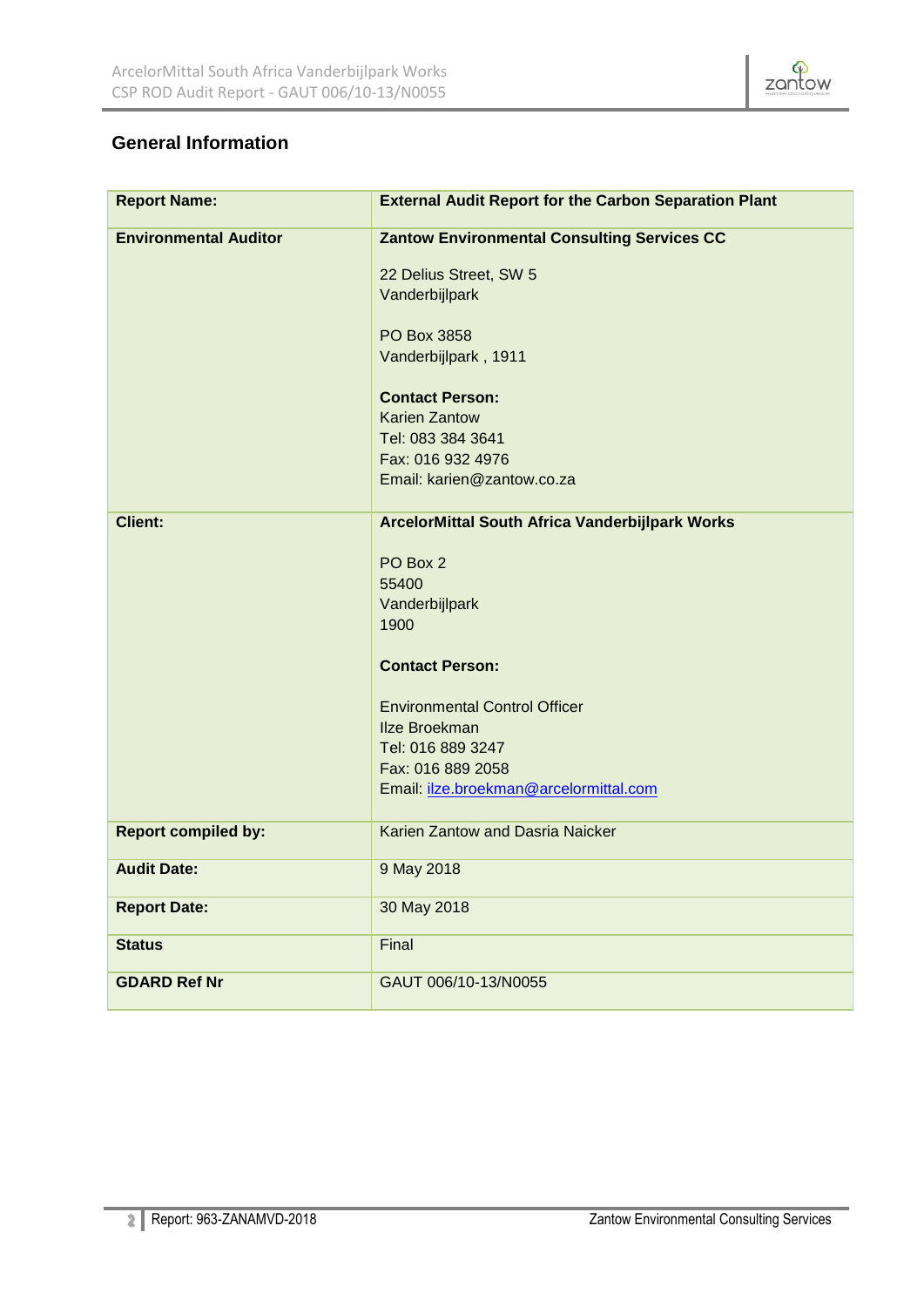## General Information

| Report Name: | External Audit Report for the Carbon Separation Plant |
|---|---|
| **Environmental Auditor** | **Zantow Environmental Consulting Services CC**<br><br>22 Delius Street, SW 5<br>Vanderbijlpark<br><br>PO Box 3858<br>Vanderbijlpark , 1911<br><br>**Contact Person:**<br>Karien Zantow<br>Tel: 083 384 3641<br>Fax: 016 932 4976<br>Email: karien@zantow.co.za |
| **Client:** | **ArcelorMittal South Africa Vanderbijlpark Works**<br><br>PO Box 2<br>55400<br>Vanderbijlpark<br>1900<br><br>**Contact Person:**<br><br>Environmental Control Officer<br>Ilze Broekman<br>Tel: 016 889 3247<br>Fax: 016 889 2058<br>Email: ilze.broekman@arcelormittal.com |
| **Report compiled by:** | Karien Zantow and Dasria Naicker |
| **Audit Date:** | 9 May 2018 |
| **Report Date:** | 30 May 2018 |
| **Status** | Final |
| **GDARD Ref Nr** | GAUT 006/10-13/N0055 |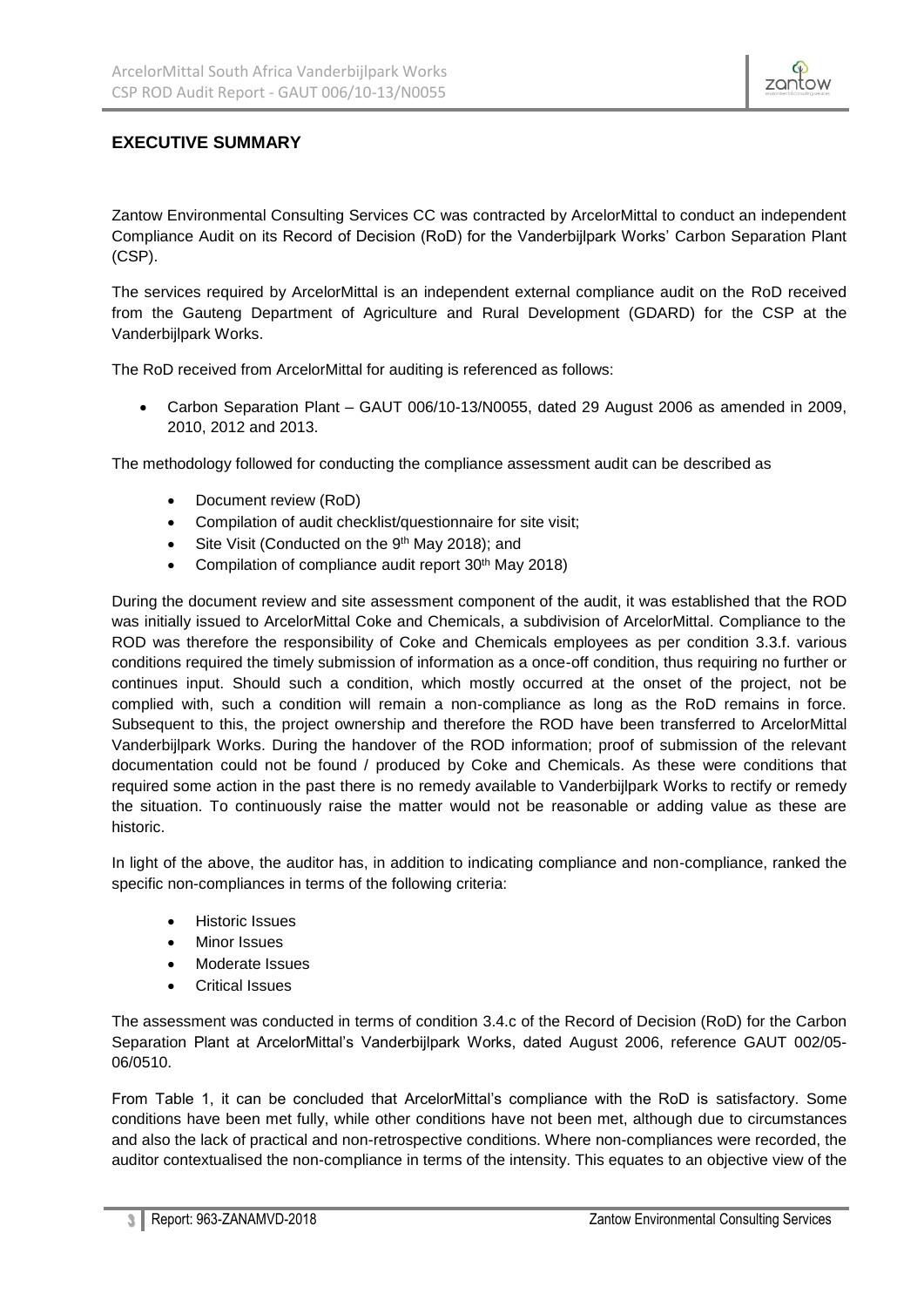## EXECUTIVE SUMMARY

Zantow Environmental Consulting Services CC was contracted by ArcelorMittal to conduct an independent Compliance Audit on its Record of Decision (RoD) for the Vanderbijlpark Works' Carbon Separation Plant (CSP).

The services required by ArcelorMittal is an independent external compliance audit on the RoD received from the Gauteng Department of Agriculture and Rural Development (GDARD) for the CSP at the Vanderbijlpark Works.

The RoD received from ArcelorMittal for auditing is referenced as follows:

- Carbon Separation Plant – GAUT 006/10-13/N0055, dated 29 August 2006 as amended in 2009, 2010, 2012 and 2013.

The methodology followed for conducting the compliance assessment audit can be described as

- Document review (RoD)
- Compilation of audit checklist/questionnaire for site visit;
- Site Visit (Conducted on the 9th May 2018); and
- Compilation of compliance audit report 30th May 2018)

During the document review and site assessment component of the audit, it was established that the ROD was initially issued to ArcelorMittal Coke and Chemicals, a subdivision of ArcelorMittal. Compliance to the ROD was therefore the responsibility of Coke and Chemicals employees as per condition 3.3.f. various conditions required the timely submission of information as a once-off condition, thus requiring no further or continues input. Should such a condition, which mostly occurred at the onset of the project, not be complied with, such a condition will remain a non-compliance as long as the RoD remains in force. Subsequent to this, the project ownership and therefore the ROD have been transferred to ArcelorMittal Vanderbijlpark Works. During the handover of the ROD information; proof of submission of the relevant documentation could not be found / produced by Coke and Chemicals. As these were conditions that required some action in the past there is no remedy available to Vanderbijlpark Works to rectify or remedy the situation. To continuously raise the matter would not be reasonable or adding value as these are historic.

In light of the above, the auditor has, in addition to indicating compliance and non-compliance, ranked the specific non-compliances in terms of the following criteria:

- Historic Issues
- Minor Issues
- Moderate Issues
- Critical Issues

The assessment was conducted in terms of condition 3.4.c of the Record of Decision (RoD) for the Carbon Separation Plant at ArcelorMittal's Vanderbijlpark Works, dated August 2006, reference GAUT 002/05-06/0510.

From Table 1, it can be concluded that ArcelorMittal's compliance with the RoD is satisfactory. Some conditions have been met fully, while other conditions have not been met, although due to circumstances and also the lack of practical and non-retrospective conditions. Where non-compliances were recorded, the auditor contextualised the non-compliance in terms of the intensity. This equates to an objective view of the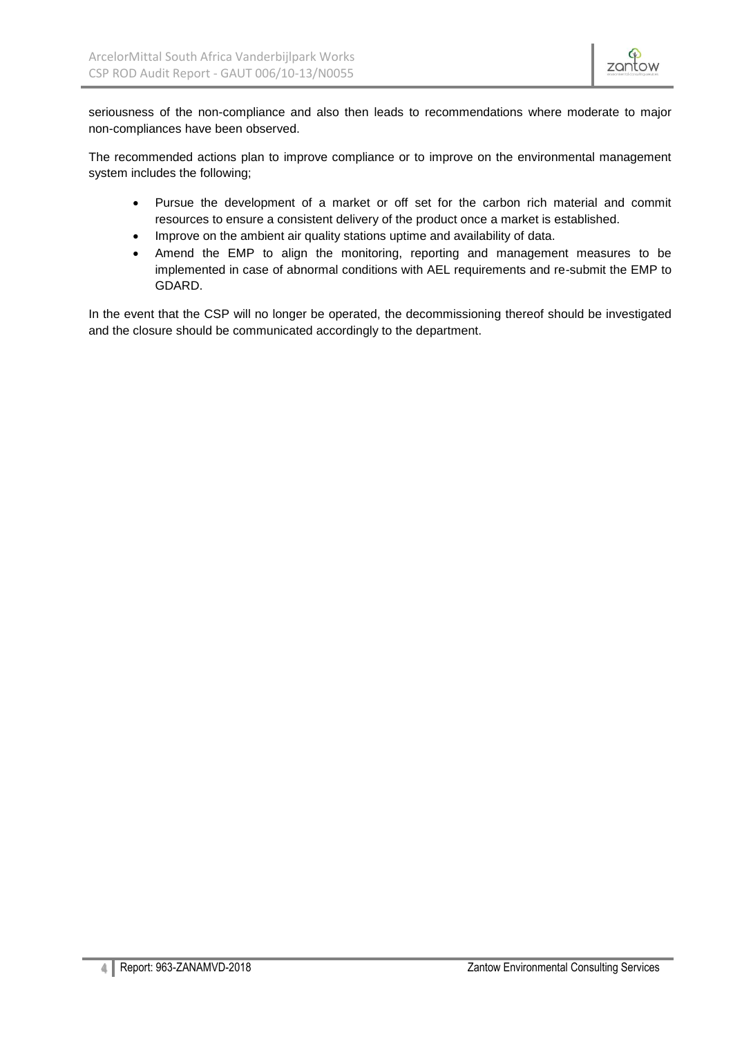seriousness of the non-compliance and also then leads to recommendations where moderate to major non-compliances have been observed.

The recommended actions plan to improve compliance or to improve on the environmental management system includes the following;

- Pursue the development of a market or off set for the carbon rich material and commit resources to ensure a consistent delivery of the product once a market is established.
- Improve on the ambient air quality stations uptime and availability of data.
- Amend the EMP to align the monitoring, reporting and management measures to be implemented in case of abnormal conditions with AEL requirements and re-submit the EMP to GDARD.

In the event that the CSP will no longer be operated, the decommissioning thereof should be investigated and the closure should be communicated accordingly to the department.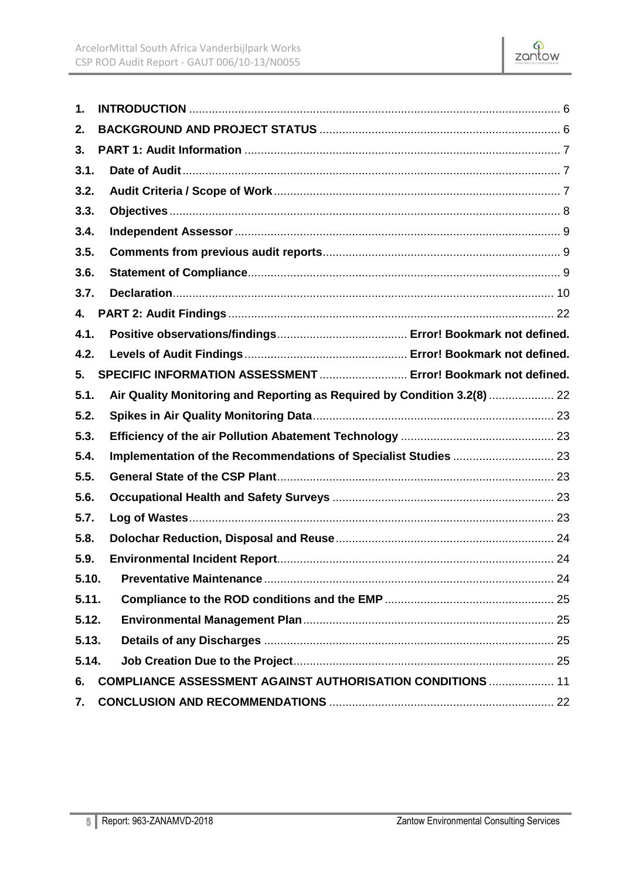1. **INTRODUCTION** .......... 6
2. **BACKGROUND AND PROJECT STATUS** .......... 6
3. **PART 1: Audit Information** .......... 7
3.1. **Date of Audit** .......... 7
3.2. **Audit Criteria / Scope of Work** .......... 7
3.3. **Objectives** .......... 8
3.4. **Independent Assessor** .......... 9
3.5. **Comments from previous audit reports** .......... 9
3.6. **Statement of Compliance** .......... 9
3.7. **Declaration** .......... 10
4. **PART 2: Audit Findings** .......... 22
4.1. **Positive observations/findings** .......... **Error! Bookmark not defined.**
4.2. **Levels of Audit Findings** .......... **Error! Bookmark not defined.**
5. **SPECIFIC INFORMATION ASSESSMENT** .......... **Error! Bookmark not defined.**
5.1. **Air Quality Monitoring and Reporting as Required by Condition 3.2(8)** .......... 22
5.2. **Spikes in Air Quality Monitoring Data** .......... 23
5.3. **Efficiency of the air Pollution Abatement Technology** .......... 23
5.4. **Implementation of the Recommendations of Specialist Studies** .......... 23
5.5. **General State of the CSP Plant** .......... 23
5.6. **Occupational Health and Safety Surveys** .......... 23
5.7. **Log of Wastes** .......... 23
5.8. **Dolochar Reduction, Disposal and Reuse** .......... 24
5.9. **Environmental Incident Report** .......... 24
5.10. **Preventative Maintenance** .......... 24
5.11. **Compliance to the ROD conditions and the EMP** .......... 25
5.12. **Environmental Management Plan** .......... 25
5.13. **Details of any Discharges** .......... 25
5.14. **Job Creation Due to the Project** .......... 25
6. **COMPLIANCE ASSESSMENT AGAINST AUTHORISATION CONDITIONS** .......... 11
7. **CONCLUSION AND RECOMMENDATIONS** .......... 22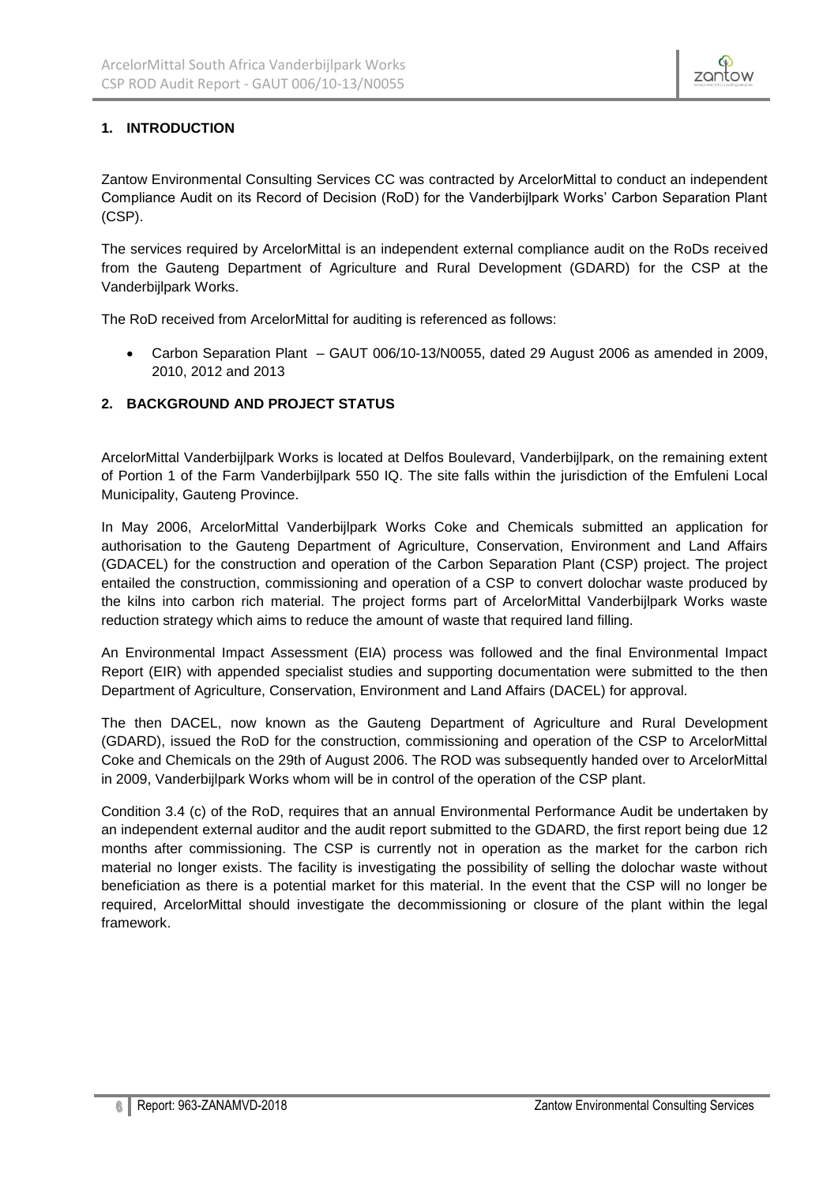## 1. INTRODUCTION

Zantow Environmental Consulting Services CC was contracted by ArcelorMittal to conduct an independent Compliance Audit on its Record of Decision (RoD) for the Vanderbijlpark Works' Carbon Separation Plant (CSP).

The services required by ArcelorMittal is an independent external compliance audit on the RoDs received from the Gauteng Department of Agriculture and Rural Development (GDARD) for the CSP at the Vanderbijlpark Works.

The RoD received from ArcelorMittal for auditing is referenced as follows:

- Carbon Separation Plant – GAUT 006/10-13/N0055, dated 29 August 2006 as amended in 2009, 2010, 2012 and 2013

## 2. BACKGROUND AND PROJECT STATUS

ArcelorMittal Vanderbijlpark Works is located at Delfos Boulevard, Vanderbijlpark, on the remaining extent of Portion 1 of the Farm Vanderbijlpark 550 IQ. The site falls within the jurisdiction of the Emfuleni Local Municipality, Gauteng Province.

In May 2006, ArcelorMittal Vanderbijlpark Works Coke and Chemicals submitted an application for authorisation to the Gauteng Department of Agriculture, Conservation, Environment and Land Affairs (GDACEL) for the construction and operation of the Carbon Separation Plant (CSP) project. The project entailed the construction, commissioning and operation of a CSP to convert dolochar waste produced by the kilns into carbon rich material. The project forms part of ArcelorMittal Vanderbijlpark Works waste reduction strategy which aims to reduce the amount of waste that required land filling.

An Environmental Impact Assessment (EIA) process was followed and the final Environmental Impact Report (EIR) with appended specialist studies and supporting documentation were submitted to the then Department of Agriculture, Conservation, Environment and Land Affairs (DACEL) for approval.

The then DACEL, now known as the Gauteng Department of Agriculture and Rural Development (GDARD), issued the RoD for the construction, commissioning and operation of the CSP to ArcelorMittal Coke and Chemicals on the 29th of August 2006. The ROD was subsequently handed over to ArcelorMittal in 2009, Vanderbijlpark Works whom will be in control of the operation of the CSP plant.

Condition 3.4 (c) of the RoD, requires that an annual Environmental Performance Audit be undertaken by an independent external auditor and the audit report submitted to the GDARD, the first report being due 12 months after commissioning. The CSP is currently not in operation as the market for the carbon rich material no longer exists. The facility is investigating the possibility of selling the dolochar waste without beneficiation as there is a potential market for this material. In the event that the CSP will no longer be required, ArcelorMittal should investigate the decommissioning or closure of the plant within the legal framework.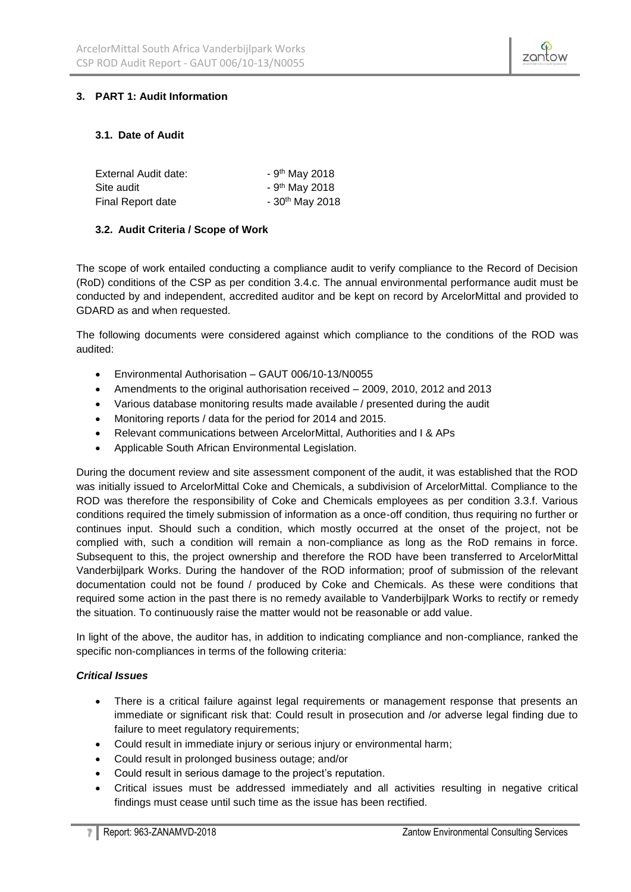## 3. PART 1: Audit Information

### 3.1. Date of Audit

| | |
|---|---|
| External Audit date: | - 9th May 2018 |
| Site audit | - 9th May 2018 |
| Final Report date | - 30th May 2018 |

### 3.2. Audit Criteria / Scope of Work

The scope of work entailed conducting a compliance audit to verify compliance to the Record of Decision (RoD) conditions of the CSP as per condition 3.4.c. The annual environmental performance audit must be conducted by and independent, accredited auditor and be kept on record by ArcelorMittal and provided to GDARD as and when requested.

The following documents were considered against which compliance to the conditions of the ROD was audited:

- Environmental Authorisation – GAUT 006/10-13/N0055
- Amendments to the original authorisation received – 2009, 2010, 2012 and 2013
- Various database monitoring results made available / presented during the audit
- Monitoring reports / data for the period for 2014 and 2015.
- Relevant communications between ArcelorMittal, Authorities and I & APs
- Applicable South African Environmental Legislation.

During the document review and site assessment component of the audit, it was established that the ROD was initially issued to ArcelorMittal Coke and Chemicals, a subdivision of ArcelorMittal. Compliance to the ROD was therefore the responsibility of Coke and Chemicals employees as per condition 3.3.f. Various conditions required the timely submission of information as a once-off condition, thus requiring no further or continues input. Should such a condition, which mostly occurred at the onset of the project, not be complied with, such a condition will remain a non-compliance as long as the RoD remains in force. Subsequent to this, the project ownership and therefore the ROD have been transferred to ArcelorMittal Vanderbijlpark Works. During the handover of the ROD information; proof of submission of the relevant documentation could not be found / produced by Coke and Chemicals. As these were conditions that required some action in the past there is no remedy available to Vanderbijlpark Works to rectify or remedy the situation. To continuously raise the matter would not be reasonable or add value.

In light of the above, the auditor has, in addition to indicating compliance and non-compliance, ranked the specific non-compliances in terms of the following criteria:

***Critical Issues***

- There is a critical failure against legal requirements or management response that presents an immediate or significant risk that: Could result in prosecution and /or adverse legal finding due to failure to meet regulatory requirements;
- Could result in immediate injury or serious injury or environmental harm;
- Could result in prolonged business outage; and/or
- Could result in serious damage to the project's reputation.
- Critical issues must be addressed immediately and all activities resulting in negative critical findings must cease until such time as the issue has been rectified.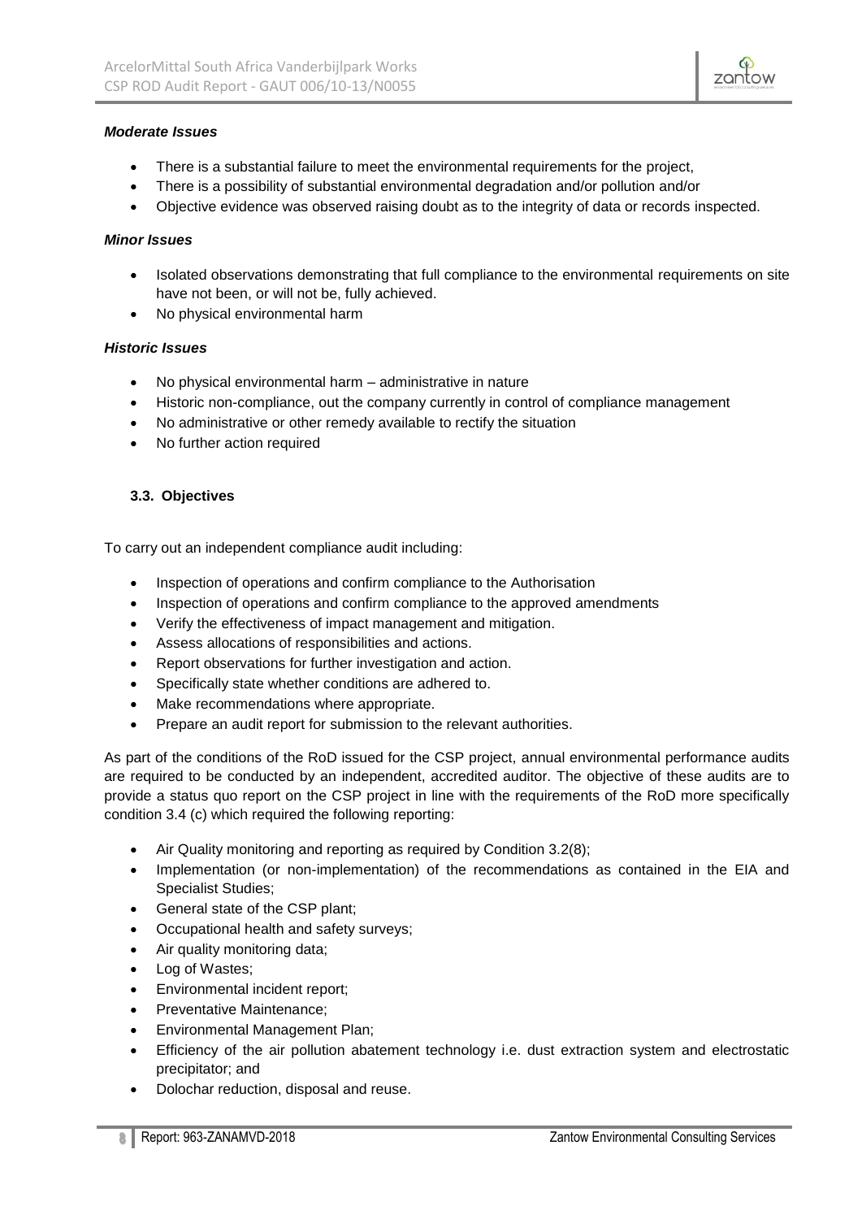***Moderate Issues***

- There is a substantial failure to meet the environmental requirements for the project,
- There is a possibility of substantial environmental degradation and/or pollution and/or
- Objective evidence was observed raising doubt as to the integrity of data or records inspected.

***Minor Issues***

- Isolated observations demonstrating that full compliance to the environmental requirements on site have not been, or will not be, fully achieved.
- No physical environmental harm

***Historic Issues***

- No physical environmental harm – administrative in nature
- Historic non-compliance, out the company currently in control of compliance management
- No administrative or other remedy available to rectify the situation
- No further action required

### 3.3. Objectives

To carry out an independent compliance audit including:

- Inspection of operations and confirm compliance to the Authorisation
- Inspection of operations and confirm compliance to the approved amendments
- Verify the effectiveness of impact management and mitigation.
- Assess allocations of responsibilities and actions.
- Report observations for further investigation and action.
- Specifically state whether conditions are adhered to.
- Make recommendations where appropriate.
- Prepare an audit report for submission to the relevant authorities.

As part of the conditions of the RoD issued for the CSP project, annual environmental performance audits are required to be conducted by an independent, accredited auditor. The objective of these audits are to provide a status quo report on the CSP project in line with the requirements of the RoD more specifically condition 3.4 (c) which required the following reporting:

- Air Quality monitoring and reporting as required by Condition 3.2(8);
- Implementation (or non-implementation) of the recommendations as contained in the EIA and Specialist Studies;
- General state of the CSP plant;
- Occupational health and safety surveys;
- Air quality monitoring data;
- Log of Wastes;
- Environmental incident report;
- Preventative Maintenance;
- Environmental Management Plan;
- Efficiency of the air pollution abatement technology i.e. dust extraction system and electrostatic precipitator; and
- Dolochar reduction, disposal and reuse.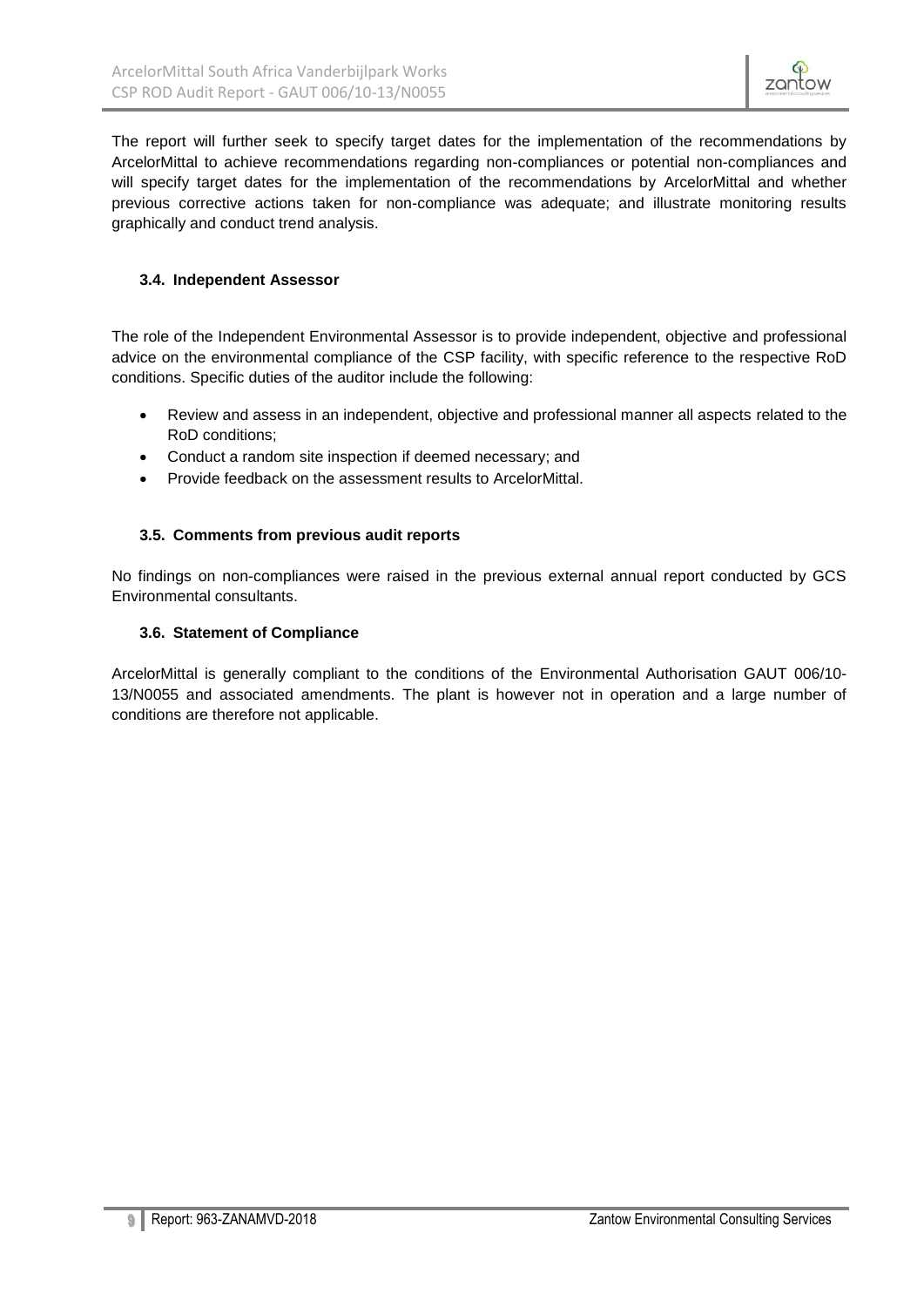The report will further seek to specify target dates for the implementation of the recommendations by ArcelorMittal to achieve recommendations regarding non-compliances or potential non-compliances and will specify target dates for the implementation of the recommendations by ArcelorMittal and whether previous corrective actions taken for non-compliance was adequate; and illustrate monitoring results graphically and conduct trend analysis.

### 3.4. Independent Assessor

The role of the Independent Environmental Assessor is to provide independent, objective and professional advice on the environmental compliance of the CSP facility, with specific reference to the respective RoD conditions. Specific duties of the auditor include the following:

- Review and assess in an independent, objective and professional manner all aspects related to the RoD conditions;
- Conduct a random site inspection if deemed necessary; and
- Provide feedback on the assessment results to ArcelorMittal.

### 3.5. Comments from previous audit reports

No findings on non-compliances were raised in the previous external annual report conducted by GCS Environmental consultants.

### 3.6. Statement of Compliance

ArcelorMittal is generally compliant to the conditions of the Environmental Authorisation GAUT 006/10-13/N0055 and associated amendments. The plant is however not in operation and a large number of conditions are therefore not applicable.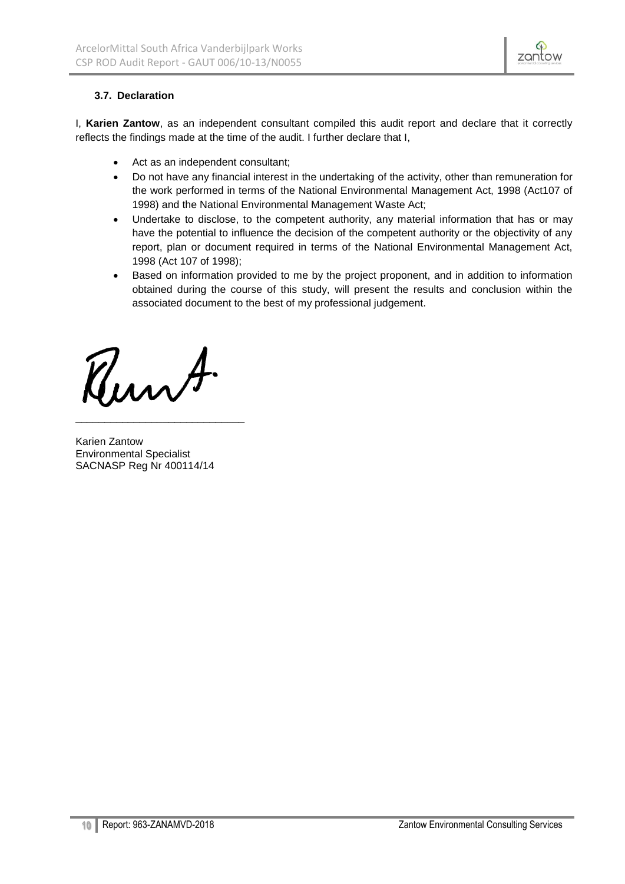### 3.7. Declaration

I, **Karien Zantow**, as an independent consultant compiled this audit report and declare that it correctly reflects the findings made at the time of the audit. I further declare that I,

- Act as an independent consultant;
- Do not have any financial interest in the undertaking of the activity, other than remuneration for the work performed in terms of the National Environmental Management Act, 1998 (Act107 of 1998) and the National Environmental Management Waste Act;
- Undertake to disclose, to the competent authority, any material information that has or may have the potential to influence the decision of the competent authority or the objectivity of any report, plan or document required in terms of the National Environmental Management Act, 1998 (Act 107 of 1998);
- Based on information provided to me by the project proponent, and in addition to information obtained during the course of this study, will present the results and conclusion within the associated document to the best of my professional judgement.

\_\_\_\_\_\_\_\_\_\_\_\_\_\_\_\_\_\_\_\_\_\_\_\_\_\_\_\_

Karien Zantow
Environmental Specialist
SACNASP Reg Nr 400114/14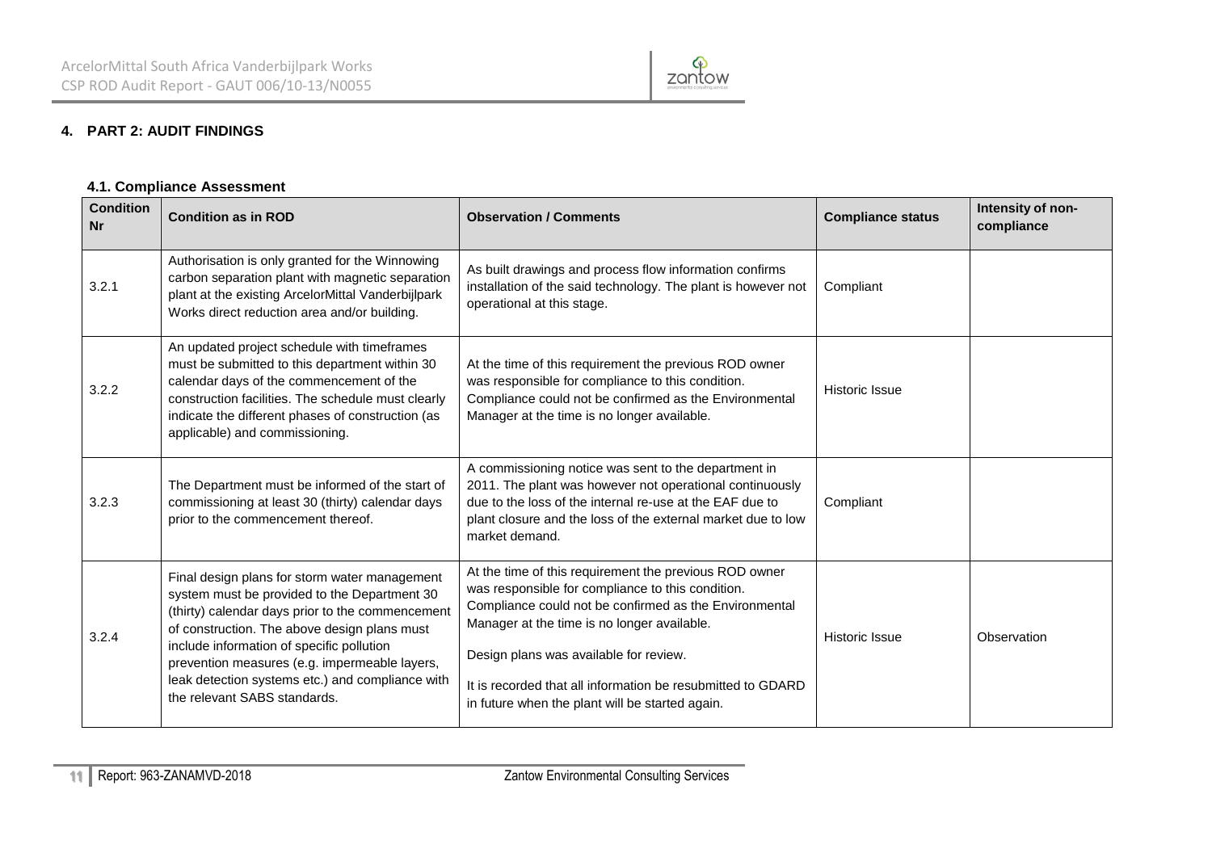## 4. PART 2: AUDIT FINDINGS

### 4.1. Compliance Assessment

| Condition Nr | Condition as in ROD | Observation / Comments | Compliance status | Intensity of non-compliance |
|---|---|---|---|---|
| 3.2.1 | Authorisation is only granted for the Winnowing carbon separation plant with magnetic separation plant at the existing ArcelorMittal Vanderbijlpark Works direct reduction area and/or building. | As built drawings and process flow information confirms installation of the said technology. The plant is however not operational at this stage. | Compliant | |
| 3.2.2 | An updated project schedule with timeframes must be submitted to this department within 30 calendar days of the commencement of the construction facilities. The schedule must clearly indicate the different phases of construction (as applicable) and commissioning. | At the time of this requirement the previous ROD owner was responsible for compliance to this condition. Compliance could not be confirmed as the Environmental Manager at the time is no longer available. | Historic Issue | |
| 3.2.3 | The Department must be informed of the start of commissioning at least 30 (thirty) calendar days prior to the commencement thereof. | A commissioning notice was sent to the department in 2011. The plant was however not operational continuously due to the loss of the internal re-use at the EAF due to plant closure and the loss of the external market due to low market demand. | Compliant | |
| 3.2.4 | Final design plans for storm water management system must be provided to the Department 30 (thirty) calendar days prior to the commencement of construction. The above design plans must include information of specific pollution prevention measures (e.g. impermeable layers, leak detection systems etc.) and compliance with the relevant SABS standards. | At the time of this requirement the previous ROD owner was responsible for compliance to this condition. Compliance could not be confirmed as the Environmental Manager at the time is no longer available.<br><br>Design plans was available for review.<br><br>It is recorded that all information be resubmitted to GDARD in future when the plant will be started again. | Historic Issue | Observation |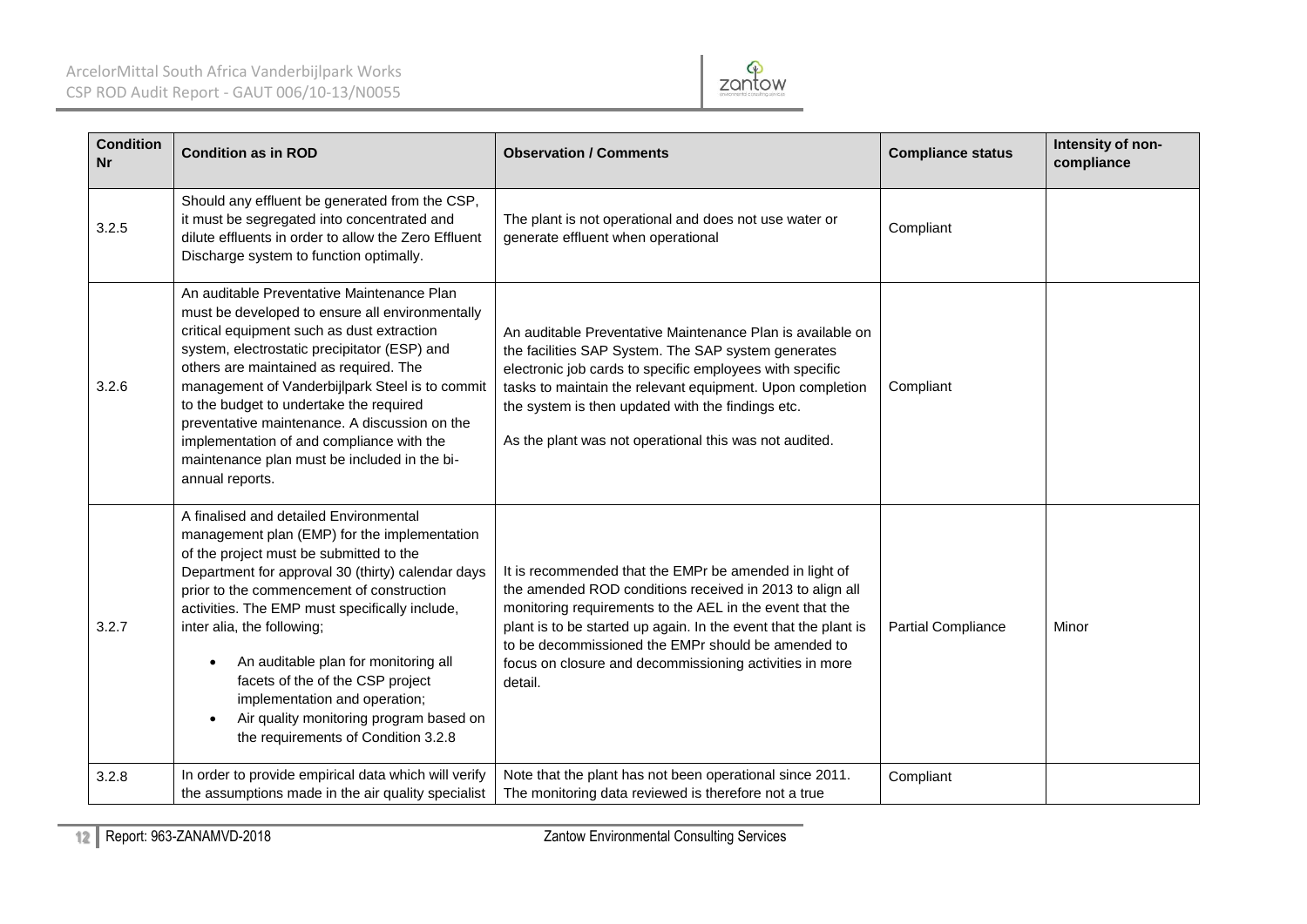| Condition Nr | Condition as in ROD | Observation / Comments | Compliance status | Intensity of non-compliance |
|---|---|---|---|---|
| 3.2.5 | Should any effluent be generated from the CSP, it must be segregated into concentrated and dilute effluents in order to allow the Zero Effluent Discharge system to function optimally. | The plant is not operational and does not use water or generate effluent when operational | Compliant | |
| 3.2.6 | An auditable Preventative Maintenance Plan must be developed to ensure all environmentally critical equipment such as dust extraction system, electrostatic precipitator (ESP) and others are maintained as required. The management of Vanderbijlpark Steel is to commit to the budget to undertake the required preventative maintenance. A discussion on the implementation of and compliance with the maintenance plan must be included in the bi-annual reports. | An auditable Preventative Maintenance Plan is available on the facilities SAP System. The SAP system generates electronic job cards to specific employees with specific tasks to maintain the relevant equipment. Upon completion the system is then updated with the findings etc.<br><br>As the plant was not operational this was not audited. | Compliant | |
| 3.2.7 | A finalised and detailed Environmental management plan (EMP) for the implementation of the project must be submitted to the Department for approval 30 (thirty) calendar days prior to the commencement of construction activities. The EMP must specifically include, inter alia, the following;<br>• An auditable plan for monitoring all facets of the of the CSP project implementation and operation;<br>• Air quality monitoring program based on the requirements of Condition 3.2.8 | It is recommended that the EMPr be amended in light of the amended ROD conditions received in 2013 to align all monitoring requirements to the AEL in the event that the plant is to be started up again. In the event that the plant is to be decommissioned the EMPr should be amended to focus on closure and decommissioning activities in more detail. | Partial Compliance | Minor |
| 3.2.8 | In order to provide empirical data which will verify the assumptions made in the air quality specialist | Note that the plant has not been operational since 2011. The monitoring data reviewed is therefore not a true | Compliant | |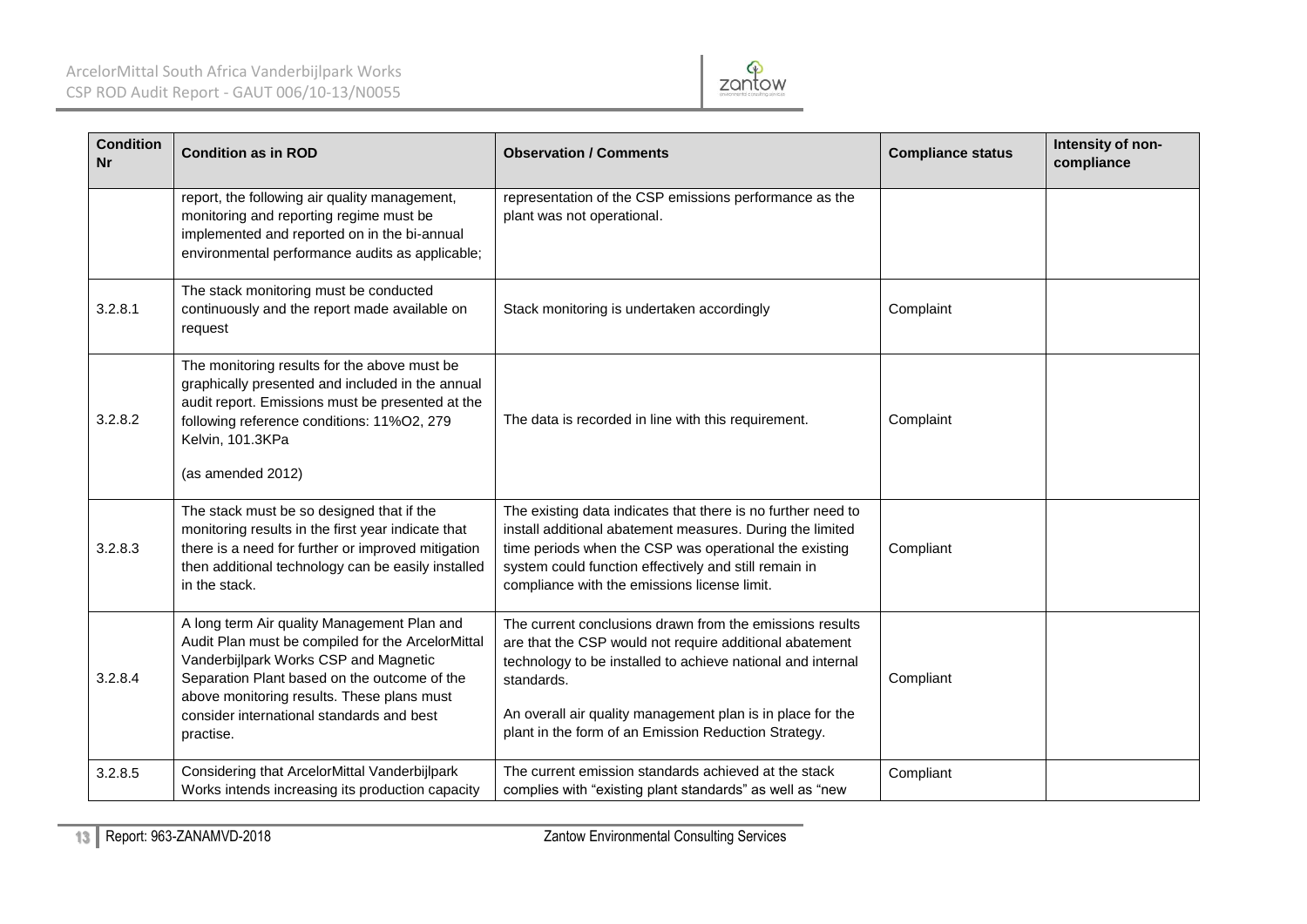| Condition Nr | Condition as in ROD | Observation / Comments | Compliance status | Intensity of non-compliance |
|---|---|---|---|---|
| | report, the following air quality management, monitoring and reporting regime must be implemented and reported on in the bi-annual environmental performance audits as applicable; | representation of the CSP emissions performance as the plant was not operational. | | |
| 3.2.8.1 | The stack monitoring must be conducted continuously and the report made available on request | Stack monitoring is undertaken accordingly | Complaint | |
| 3.2.8.2 | The monitoring results for the above must be graphically presented and included in the annual audit report. Emissions must be presented at the following reference conditions: 11%O2, 279 Kelvin, 101.3KPa<br><br>(as amended 2012) | The data is recorded in line with this requirement. | Complaint | |
| 3.2.8.3 | The stack must be so designed that if the monitoring results in the first year indicate that there is a need for further or improved mitigation then additional technology can be easily installed in the stack. | The existing data indicates that there is no further need to install additional abatement measures. During the limited time periods when the CSP was operational the existing system could function effectively and still remain in compliance with the emissions license limit. | Compliant | |
| 3.2.8.4 | A long term Air quality Management Plan and Audit Plan must be compiled for the ArcelorMittal Vanderbijlpark Works CSP and Magnetic Separation Plant based on the outcome of the above monitoring results. These plans must consider international standards and best practise. | The current conclusions drawn from the emissions results are that the CSP would not require additional abatement technology to be installed to achieve national and internal standards.<br><br>An overall air quality management plan is in place for the plant in the form of an Emission Reduction Strategy. | Compliant | |
| 3.2.8.5 | Considering that ArcelorMittal Vanderbijlpark Works intends increasing its production capacity | The current emission standards achieved at the stack complies with "existing plant standards" as well as "new | Compliant | |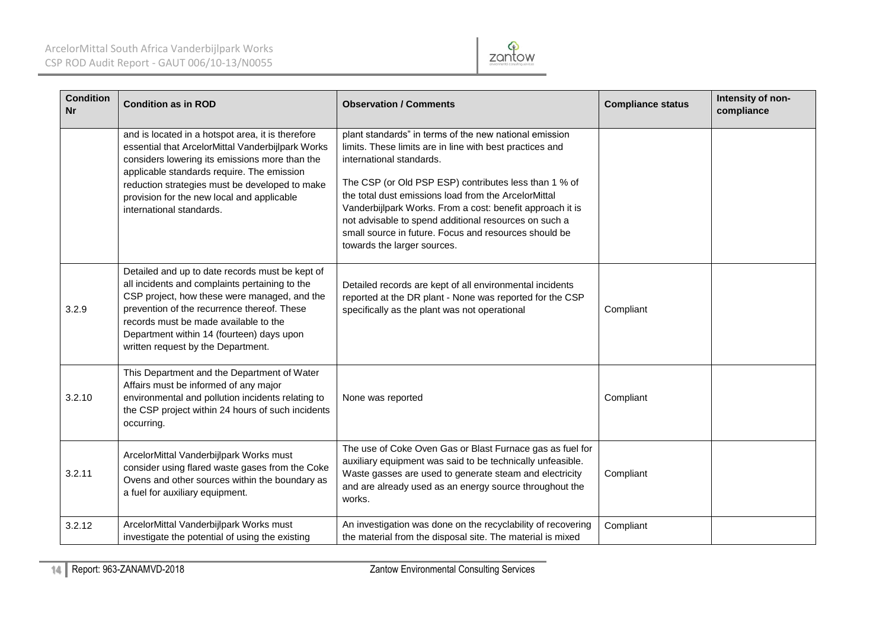| Condition Nr | Condition as in ROD | Observation / Comments | Compliance status | Intensity of non-compliance |
|---|---|---|---|---|
| | and is located in a hotspot area, it is therefore essential that ArcelorMittal Vanderbijlpark Works considers lowering its emissions more than the applicable standards require. The emission reduction strategies must be developed to make provision for the new local and applicable international standards. | plant standards" in terms of the new national emission limits. These limits are in line with best practices and international standards.<br><br>The CSP (or Old PSP ESP) contributes less than 1 % of the total dust emissions load from the ArcelorMittal Vanderbijlpark Works. From a cost: benefit approach it is not advisable to spend additional resources on such a small source in future. Focus and resources should be towards the larger sources. | | |
| 3.2.9 | Detailed and up to date records must be kept of all incidents and complaints pertaining to the CSP project, how these were managed, and the prevention of the recurrence thereof. These records must be made available to the Department within 14 (fourteen) days upon written request by the Department. | Detailed records are kept of all environmental incidents reported at the DR plant - None was reported for the CSP specifically as the plant was not operational | Compliant | |
| 3.2.10 | This Department and the Department of Water Affairs must be informed of any major environmental and pollution incidents relating to the CSP project within 24 hours of such incidents occurring. | None was reported | Compliant | |
| 3.2.11 | ArcelorMittal Vanderbijlpark Works must consider using flared waste gases from the Coke Ovens and other sources within the boundary as a fuel for auxiliary equipment. | The use of Coke Oven Gas or Blast Furnace gas as fuel for auxiliary equipment was said to be technically unfeasible. Waste gasses are used to generate steam and electricity and are already used as an energy source throughout the works. | Compliant | |
| 3.2.12 | ArcelorMittal Vanderbijlpark Works must investigate the potential of using the existing | An investigation was done on the recyclability of recovering the material from the disposal site. The material is mixed | Compliant | |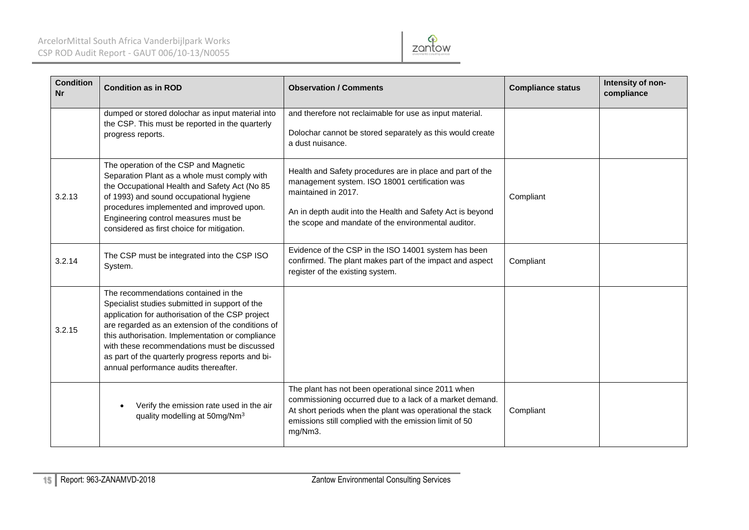| Condition Nr | Condition as in ROD | Observation / Comments | Compliance status | Intensity of non-compliance |
|---|---|---|---|---|
| | dumped or stored dolochar as input material into the CSP. This must be reported in the quarterly progress reports. | and therefore not reclaimable for use as input material.<br><br>Dolochar cannot be stored separately as this would create a dust nuisance. | | |
| 3.2.13 | The operation of the CSP and Magnetic Separation Plant as a whole must comply with the Occupational Health and Safety Act (No 85 of 1993) and sound occupational hygiene procedures implemented and improved upon. Engineering control measures must be considered as first choice for mitigation. | Health and Safety procedures are in place and part of the management system. ISO 18001 certification was maintained in 2017.<br><br>An in depth audit into the Health and Safety Act is beyond the scope and mandate of the environmental auditor. | Compliant | |
| 3.2.14 | The CSP must be integrated into the CSP ISO System. | Evidence of the CSP in the ISO 14001 system has been confirmed. The plant makes part of the impact and aspect register of the existing system. | Compliant | |
| 3.2.15 | The recommendations contained in the Specialist studies submitted in support of the application for authorisation of the CSP project are regarded as an extension of the conditions of this authorisation. Implementation or compliance with these recommendations must be discussed as part of the quarterly progress reports and bi-annual performance audits thereafter. | | | |
| | • Verify the emission rate used in the air quality modelling at 50mg/Nm$^3$ | The plant has not been operational since 2011 when commissioning occurred due to a lack of a market demand. At short periods when the plant was operational the stack emissions still complied with the emission limit of 50 mg/Nm3. | Compliant | |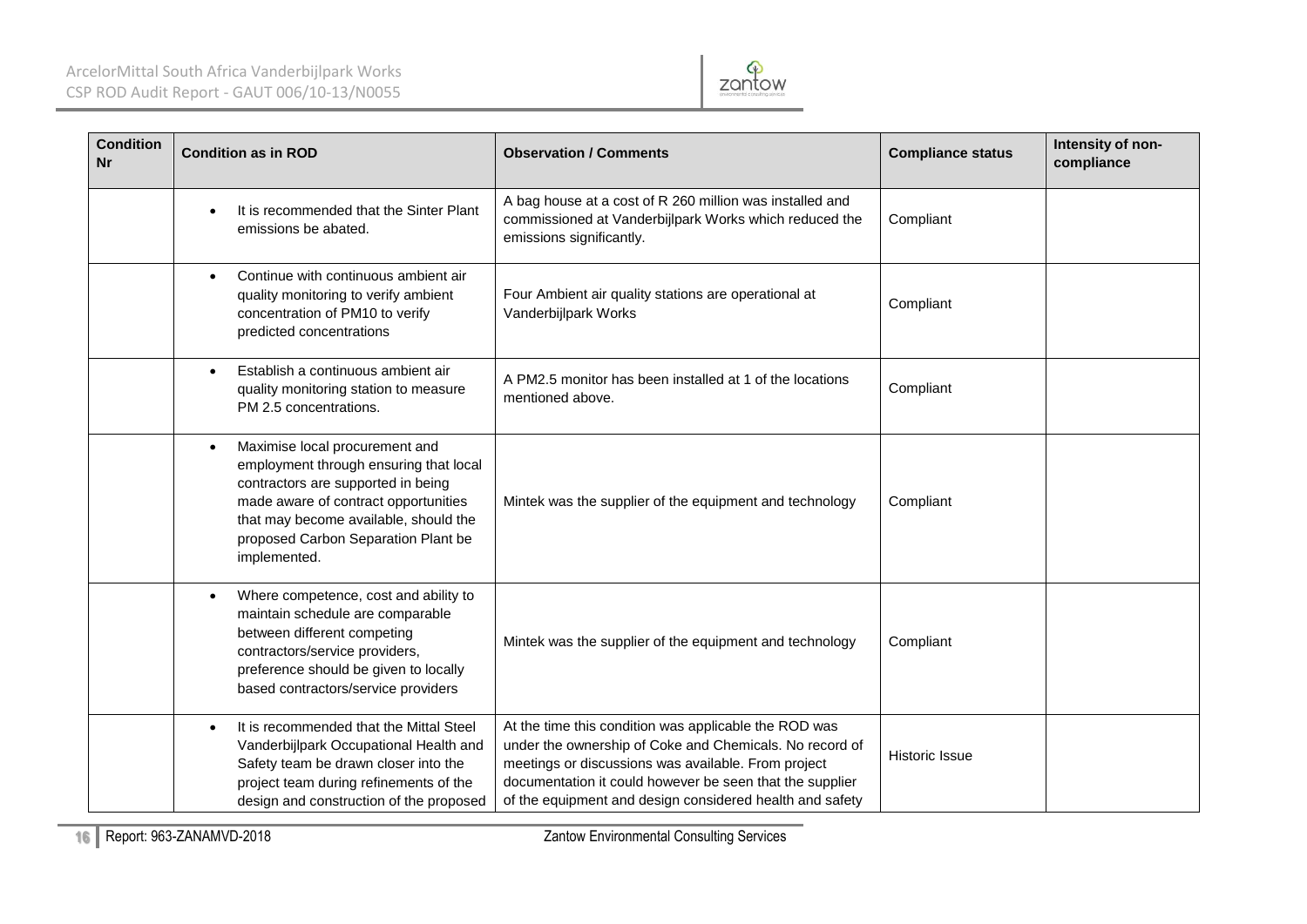| Condition Nr | Condition as in ROD | Observation / Comments | Compliance status | Intensity of non-compliance |
|---|---|---|---|---|
| | • It is recommended that the Sinter Plant emissions be abated. | A bag house at a cost of R 260 million was installed and commissioned at Vanderbijlpark Works which reduced the emissions significantly. | Compliant | |
| | • Continue with continuous ambient air quality monitoring to verify ambient concentration of PM10 to verify predicted concentrations | Four Ambient air quality stations are operational at Vanderbijlpark Works | Compliant | |
| | • Establish a continuous ambient air quality monitoring station to measure PM 2.5 concentrations. | A PM2.5 monitor has been installed at 1 of the locations mentioned above. | Compliant | |
| | • Maximise local procurement and employment through ensuring that local contractors are supported in being made aware of contract opportunities that may become available, should the proposed Carbon Separation Plant be implemented. | Mintek was the supplier of the equipment and technology | Compliant | |
| | • Where competence, cost and ability to maintain schedule are comparable between different competing contractors/service providers, preference should be given to locally based contractors/service providers | Mintek was the supplier of the equipment and technology | Compliant | |
| | • It is recommended that the Mittal Steel Vanderbijlpark Occupational Health and Safety team be drawn closer into the project team during refinements of the design and construction of the proposed | At the time this condition was applicable the ROD was under the ownership of Coke and Chemicals. No record of meetings or discussions was available. From project documentation it could however be seen that the supplier of the equipment and design considered health and safety | Historic Issue | |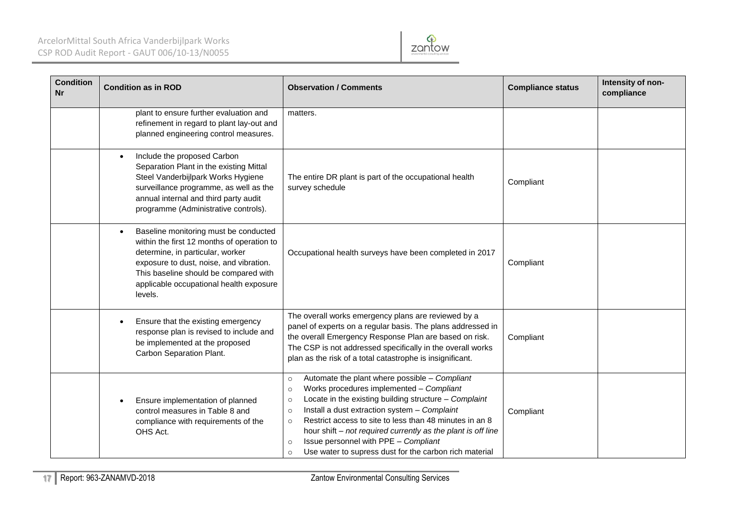| Condition Nr | Condition as in ROD | Observation / Comments | Compliance status | Intensity of non-compliance |
|---|---|---|---|---|
| | plant to ensure further evaluation and refinement in regard to plant lay-out and planned engineering control measures. | matters. | | |
| | • Include the proposed Carbon Separation Plant in the existing Mittal Steel Vanderbijlpark Works Hygiene surveillance programme, as well as the annual internal and third party audit programme (Administrative controls). | The entire DR plant is part of the occupational health survey schedule | Compliant | |
| | • Baseline monitoring must be conducted within the first 12 months of operation to determine, in particular, worker exposure to dust, noise, and vibration. This baseline should be compared with applicable occupational health exposure levels. | Occupational health surveys have been completed in 2017 | Compliant | |
| | • Ensure that the existing emergency response plan is revised to include and be implemented at the proposed Carbon Separation Plant. | The overall works emergency plans are reviewed by a panel of experts on a regular basis. The plans addressed in the overall Emergency Response Plan are based on risk. The CSP is not addressed specifically in the overall works plan as the risk of a total catastrophe is insignificant. | Compliant | |
| | • Ensure implementation of planned control measures in Table 8 and compliance with requirements of the OHS Act. | ○ Automate the plant where possible – *Compliant*<br>○ Works procedures implemented – *Compliant*<br>○ Locate in the existing building structure – *Complaint*<br>○ Install a dust extraction system – *Complaint*<br>○ Restrict access to site to less than 48 minutes in an 8 hour shift – *not required currently as the plant is off line*<br>○ Issue personnel with PPE – *Compliant*<br>○ Use water to supress dust for the carbon rich material | Compliant | |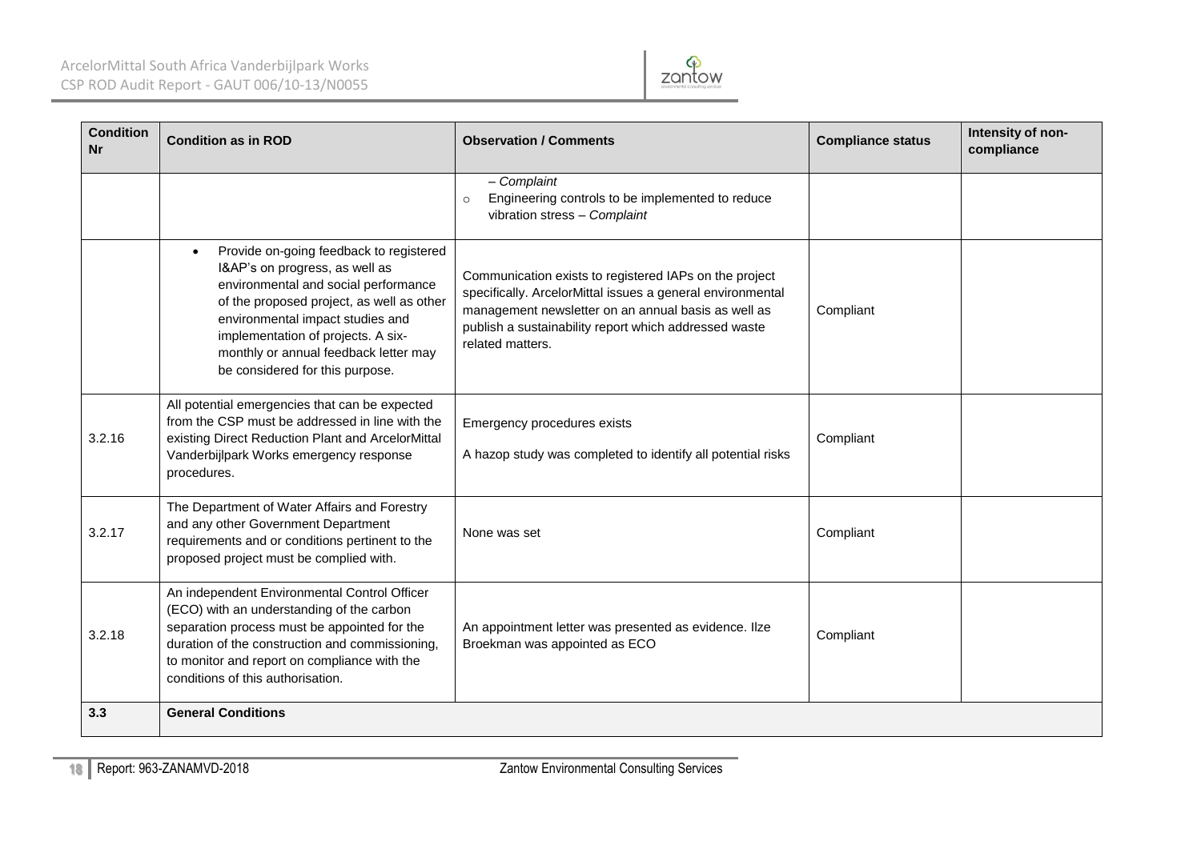| Condition Nr | Condition as in ROD | Observation / Comments | Compliance status | Intensity of non-compliance |
|---|---|---|---|---|
| | | – *Complaint*<br>○ Engineering controls to be implemented to reduce vibration stress – *Complaint* | | |
| | • Provide on-going feedback to registered I&AP's on progress, as well as environmental and social performance of the proposed project, as well as other environmental impact studies and implementation of projects. A six-monthly or annual feedback letter may be considered for this purpose. | Communication exists to registered IAPs on the project specifically. ArcelorMittal issues a general environmental management newsletter on an annual basis as well as publish a sustainability report which addressed waste related matters. | Compliant | |
| 3.2.16 | All potential emergencies that can be expected from the CSP must be addressed in line with the existing Direct Reduction Plant and ArcelorMittal Vanderbijlpark Works emergency response procedures. | Emergency procedures exists<br><br>A hazop study was completed to identify all potential risks | Compliant | |
| 3.2.17 | The Department of Water Affairs and Forestry and any other Government Department requirements and or conditions pertinent to the proposed project must be complied with. | None was set | Compliant | |
| 3.2.18 | An independent Environmental Control Officer (ECO) with an understanding of the carbon separation process must be appointed for the duration of the construction and commissioning, to monitor and report on compliance with the conditions of this authorisation. | An appointment letter was presented as evidence. Ilze Broekman was appointed as ECO | Compliant | |
| **3.3** | **General Conditions** | | | |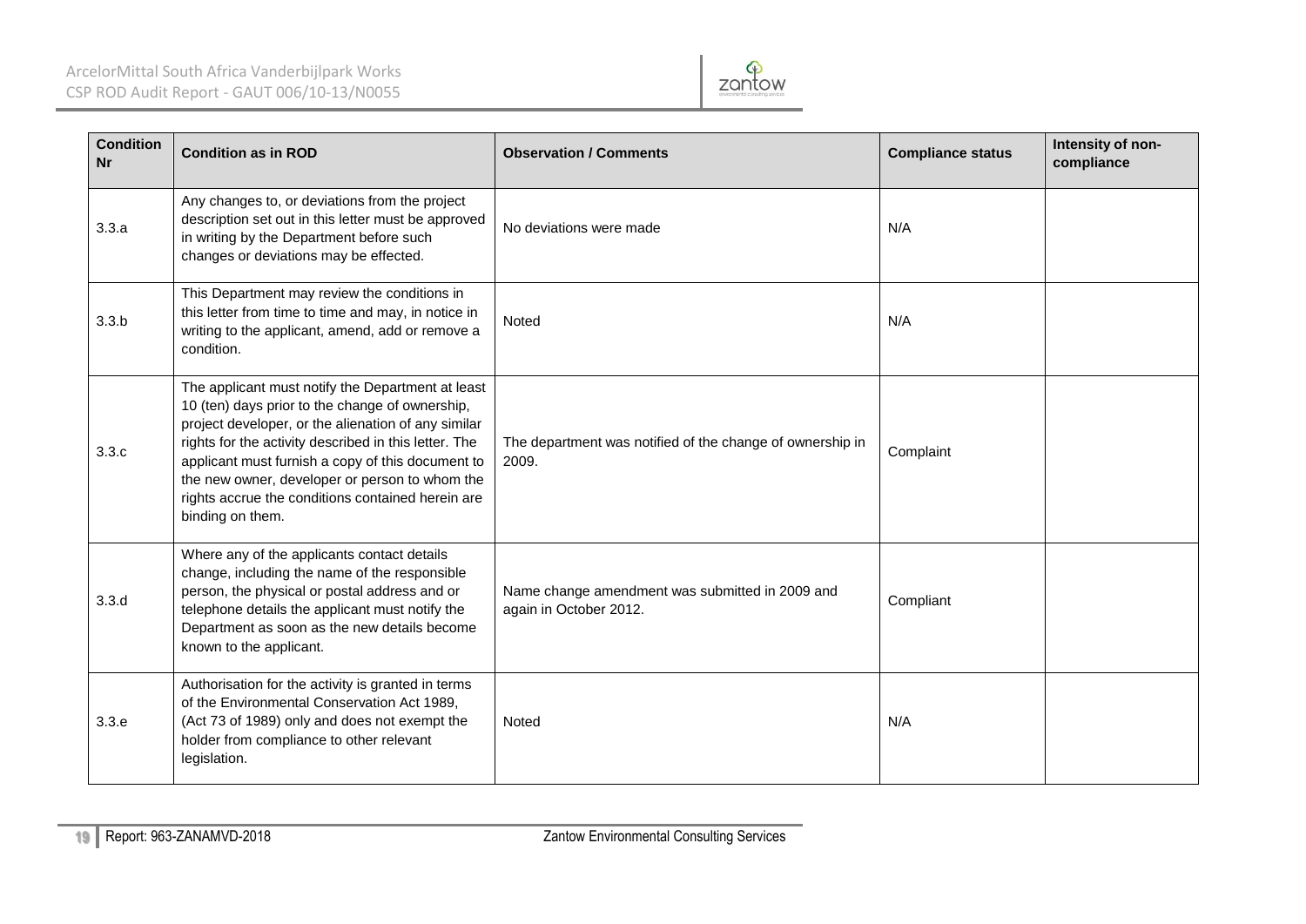| Condition Nr | Condition as in ROD | Observation / Comments | Compliance status | Intensity of non-compliance |
|---|---|---|---|---|
| 3.3.a | Any changes to, or deviations from the project description set out in this letter must be approved in writing by the Department before such changes or deviations may be effected. | No deviations were made | N/A | |
| 3.3.b | This Department may review the conditions in this letter from time to time and may, in notice in writing to the applicant, amend, add or remove a condition. | Noted | N/A | |
| 3.3.c | The applicant must notify the Department at least 10 (ten) days prior to the change of ownership, project developer, or the alienation of any similar rights for the activity described in this letter. The applicant must furnish a copy of this document to the new owner, developer or person to whom the rights accrue the conditions contained herein are binding on them. | The department was notified of the change of ownership in 2009. | Complaint | |
| 3.3.d | Where any of the applicants contact details change, including the name of the responsible person, the physical or postal address and or telephone details the applicant must notify the Department as soon as the new details become known to the applicant. | Name change amendment was submitted in 2009 and again in October 2012. | Compliant | |
| 3.3.e | Authorisation for the activity is granted in terms of the Environmental Conservation Act 1989, (Act 73 of 1989) only and does not exempt the holder from compliance to other relevant legislation. | Noted | N/A | |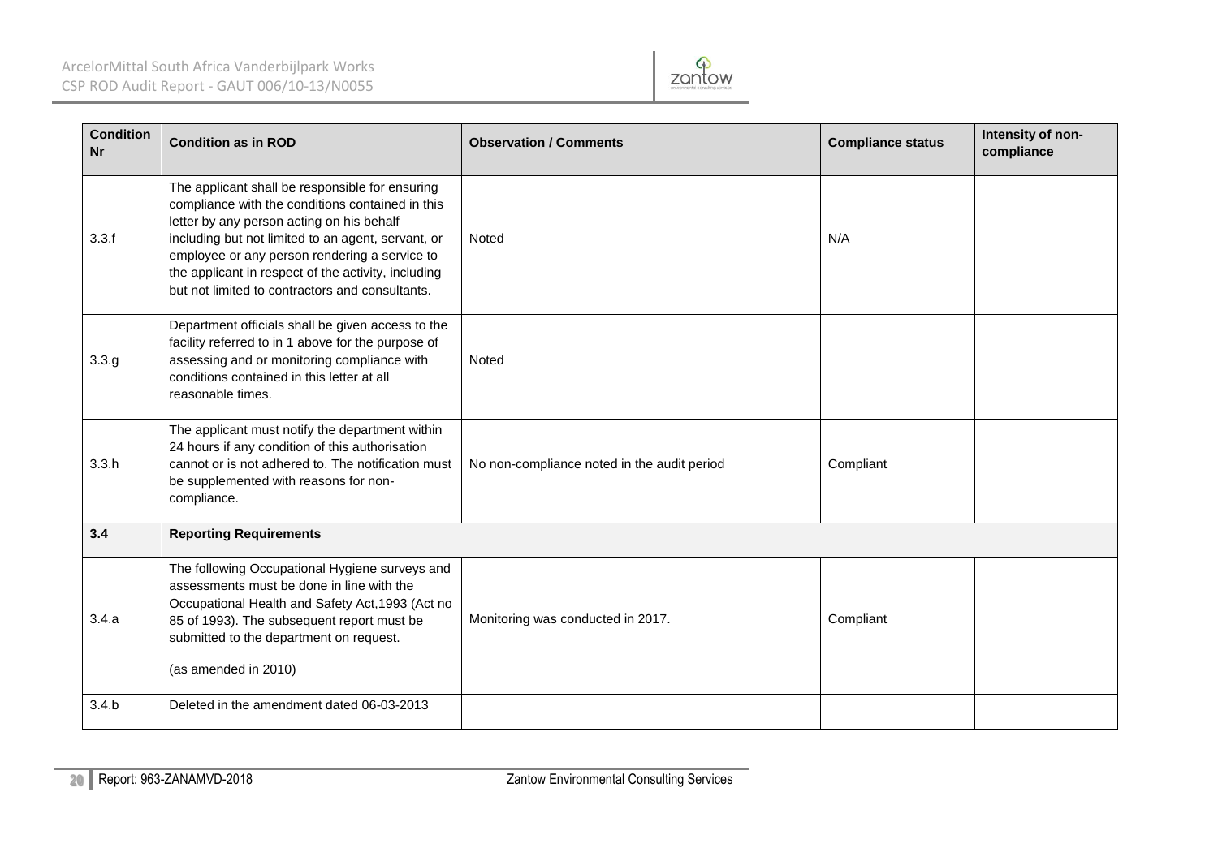| Condition Nr | Condition as in ROD | Observation / Comments | Compliance status | Intensity of non-compliance |
|---|---|---|---|---|
| 3.3.f | The applicant shall be responsible for ensuring compliance with the conditions contained in this letter by any person acting on his behalf including but not limited to an agent, servant, or employee or any person rendering a service to the applicant in respect of the activity, including but not limited to contractors and consultants. | Noted | N/A | |
| 3.3.g | Department officials shall be given access to the facility referred to in 1 above for the purpose of assessing and or monitoring compliance with conditions contained in this letter at all reasonable times. | Noted | | |
| 3.3.h | The applicant must notify the department within 24 hours if any condition of this authorisation cannot or is not adhered to. The notification must be supplemented with reasons for non-compliance. | No non-compliance noted in the audit period | Compliant | |
| **3.4** | **Reporting Requirements** | | | |
| 3.4.a | The following Occupational Hygiene surveys and assessments must be done in line with the Occupational Health and Safety Act,1993 (Act no 85 of 1993). The subsequent report must be submitted to the department on request.<br><br>(as amended in 2010) | Monitoring was conducted in 2017. | Compliant | |
| 3.4.b | Deleted in the amendment dated 06-03-2013 | | | |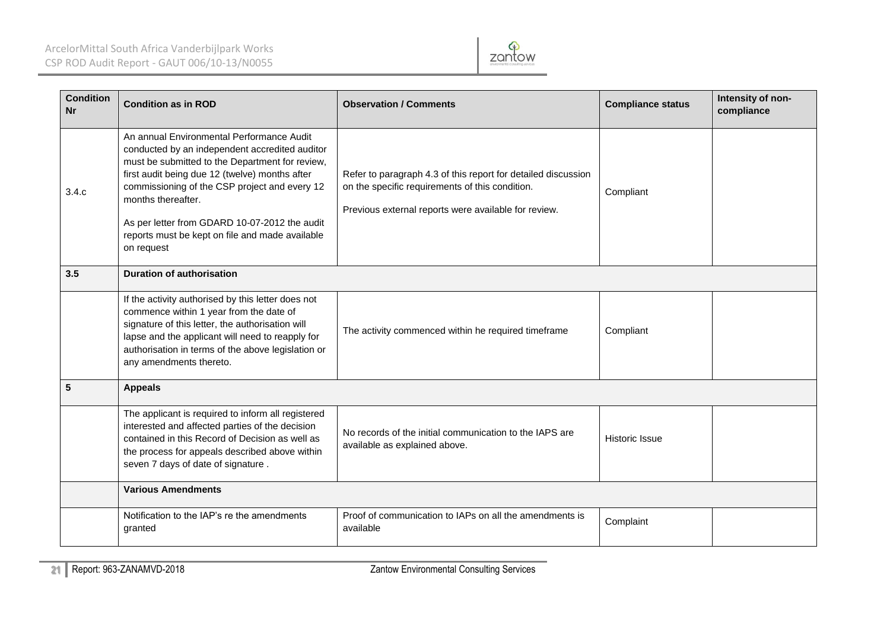| Condition Nr | Condition as in ROD | Observation / Comments | Compliance status | Intensity of non-compliance |
|---|---|---|---|---|
| 3.4.c | An annual Environmental Performance Audit conducted by an independent accredited auditor must be submitted to the Department for review, first audit being due 12 (twelve) months after commissioning of the CSP project and every 12 months thereafter.<br><br>As per letter from GDARD 10-07-2012 the audit reports must be kept on file and made available on request | Refer to paragraph 4.3 of this report for detailed discussion on the specific requirements of this condition.<br><br>Previous external reports were available for review. | Compliant | |
| **3.5** | **Duration of authorisation** | | | |
| | If the activity authorised by this letter does not commence within 1 year from the date of signature of this letter, the authorisation will lapse and the applicant will need to reapply for authorisation in terms of the above legislation or any amendments thereto. | The activity commenced within he required timeframe | Compliant | |
| **5** | **Appeals** | | | |
| | The applicant is required to inform all registered interested and affected parties of the decision contained in this Record of Decision as well as the process for appeals described above within seven 7 days of date of signature . | No records of the initial communication to the IAPS are available as explained above. | Historic Issue | |
| | **Various Amendments** | | | |
| | Notification to the IAP's re the amendments granted | Proof of communication to IAPs on all the amendments is available | Complaint | |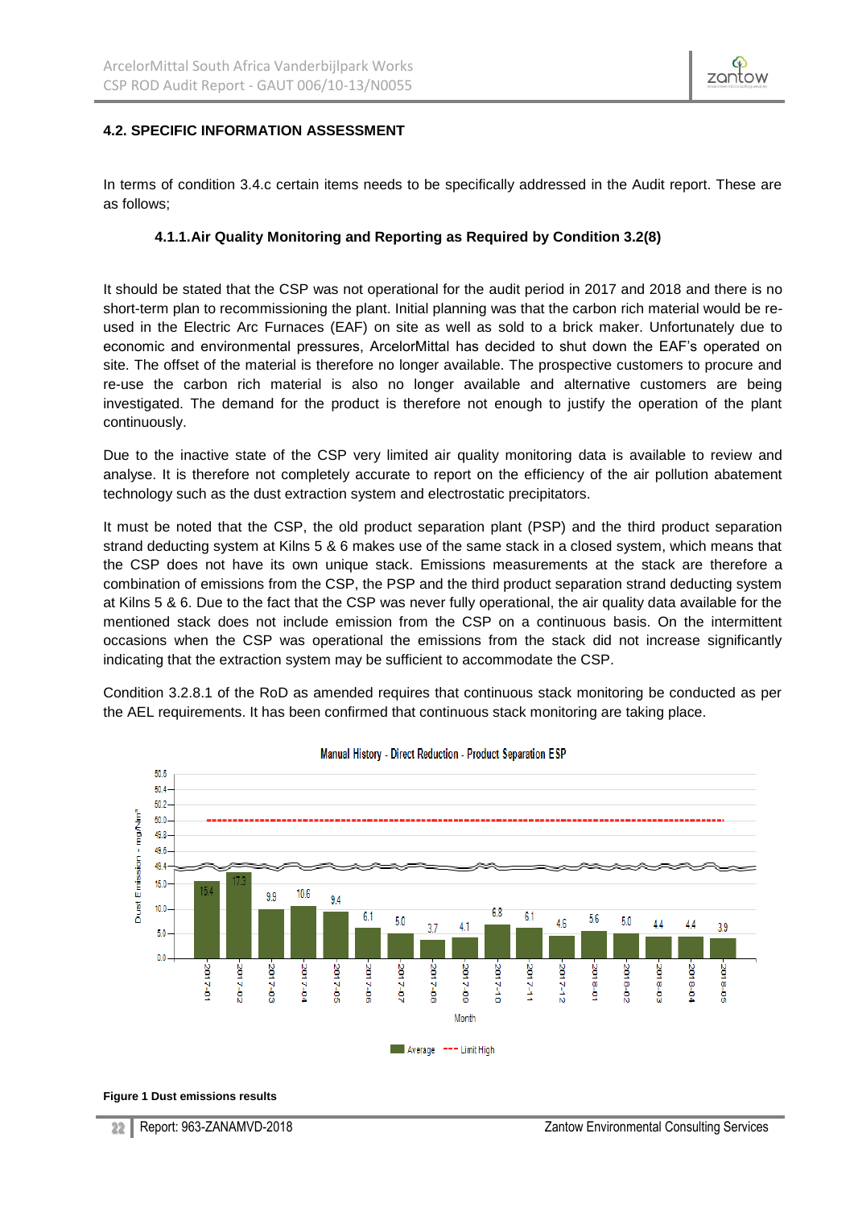### 4.2. SPECIFIC INFORMATION ASSESSMENT

In terms of condition 3.4.c certain items needs to be specifically addressed in the Audit report. These are as follows;

#### 4.1.1. Air Quality Monitoring and Reporting as Required by Condition 3.2(8)

It should be stated that the CSP was not operational for the audit period in 2017 and 2018 and there is no short-term plan to recommissioning the plant. Initial planning was that the carbon rich material would be re-used in the Electric Arc Furnaces (EAF) on site as well as sold to a brick maker. Unfortunately due to economic and environmental pressures, ArcelorMittal has decided to shut down the EAF's operated on site. The offset of the material is therefore no longer available. The prospective customers to procure and re-use the carbon rich material is also no longer available and alternative customers are being investigated. The demand for the product is therefore not enough to justify the operation of the plant continuously.

Due to the inactive state of the CSP very limited air quality monitoring data is available to review and analyse. It is therefore not completely accurate to report on the efficiency of the air pollution abatement technology such as the dust extraction system and electrostatic precipitators.

It must be noted that the CSP, the old product separation plant (PSP) and the third product separation strand deducting system at Kilns 5 & 6 makes use of the same stack in a closed system, which means that the CSP does not have its own unique stack. Emissions measurements at the stack are therefore a combination of emissions from the CSP, the PSP and the third product separation strand deducting system at Kilns 5 & 6. Due to the fact that the CSP was never fully operational, the air quality data available for the mentioned stack does not include emission from the CSP on a continuous basis. On the intermittent occasions when the CSP was operational the emissions from the stack did not increase significantly indicating that the extraction system may be sufficient to accommodate the CSP.

Condition 3.2.8.1 of the RoD as amended requires that continuous stack monitoring be conducted as per the AEL requirements. It has been confirmed that continuous stack monitoring are taking place.

**Figure 1 Dust emissions results**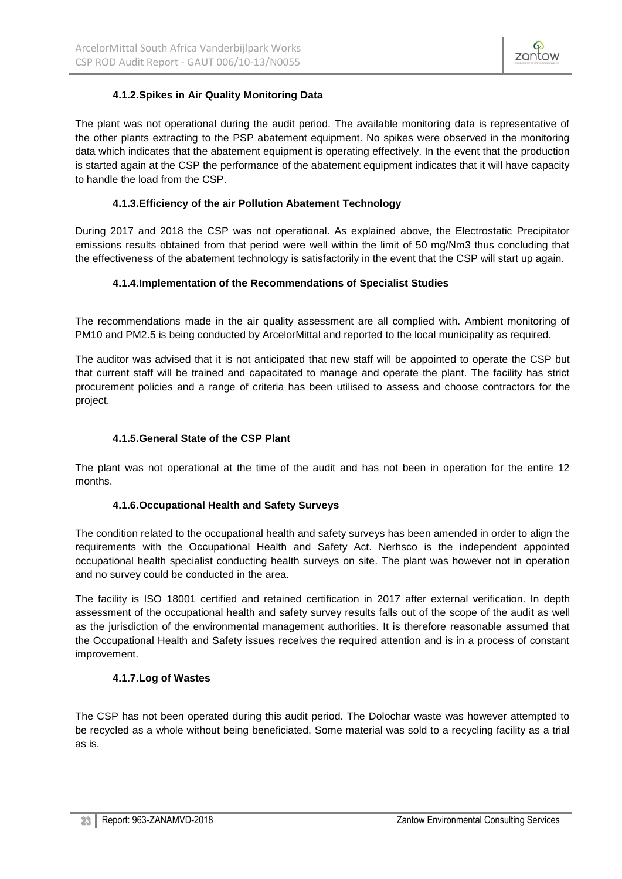#### 4.1.2. Spikes in Air Quality Monitoring Data

The plant was not operational during the audit period. The available monitoring data is representative of the other plants extracting to the PSP abatement equipment. No spikes were observed in the monitoring data which indicates that the abatement equipment is operating effectively. In the event that the production is started again at the CSP the performance of the abatement equipment indicates that it will have capacity to handle the load from the CSP.

#### 4.1.3. Efficiency of the air Pollution Abatement Technology

During 2017 and 2018 the CSP was not operational. As explained above, the Electrostatic Precipitator emissions results obtained from that period were well within the limit of 50 mg/Nm3 thus concluding that the effectiveness of the abatement technology is satisfactorily in the event that the CSP will start up again.

#### 4.1.4. Implementation of the Recommendations of Specialist Studies

The recommendations made in the air quality assessment are all complied with. Ambient monitoring of PM10 and PM2.5 is being conducted by ArcelorMittal and reported to the local municipality as required.

The auditor was advised that it is not anticipated that new staff will be appointed to operate the CSP but that current staff will be trained and capacitated to manage and operate the plant. The facility has strict procurement policies and a range of criteria has been utilised to assess and choose contractors for the project.

#### 4.1.5. General State of the CSP Plant

The plant was not operational at the time of the audit and has not been in operation for the entire 12 months.

#### 4.1.6. Occupational Health and Safety Surveys

The condition related to the occupational health and safety surveys has been amended in order to align the requirements with the Occupational Health and Safety Act. Nerhsco is the independent appointed occupational health specialist conducting health surveys on site. The plant was however not in operation and no survey could be conducted in the area.

The facility is ISO 18001 certified and retained certification in 2017 after external verification. In depth assessment of the occupational health and safety survey results falls out of the scope of the audit as well as the jurisdiction of the environmental management authorities. It is therefore reasonable assumed that the Occupational Health and Safety issues receives the required attention and is in a process of constant improvement.

#### 4.1.7. Log of Wastes

The CSP has not been operated during this audit period. The Dolochar waste was however attempted to be recycled as a whole without being beneficiated. Some material was sold to a recycling facility as a trial as is.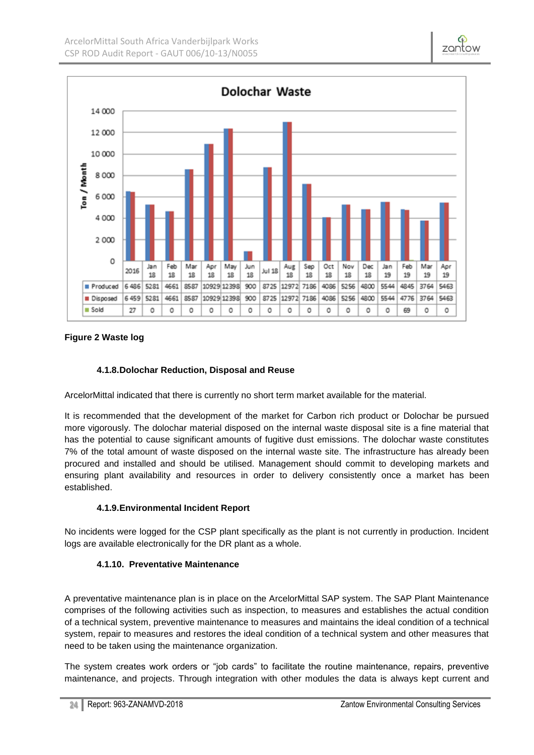**Dolochar Waste**

| | 2016 | Jan 18 | Feb 18 | Mar 18 | Apr 18 | May 18 | Jun 18 | Jul 18 | Aug 18 | Sep 18 | Oct 18 | Nov 18 | Dec 18 | Jan 19 | Feb 19 | Mar 19 | Apr 19 |
|---|---|---|---|---|---|---|---|---|---|---|---|---|---|---|---|---|---|
| Produced | 6 486 | 5281 | 4661 | 8587 | 10929 | 12398 | 900 | 8725 | 12972 | 7186 | 4086 | 5256 | 4800 | 5544 | 4845 | 3764 | 5463 |
| Disposed | 6 459 | 5281 | 4661 | 8587 | 10929 | 12398 | 900 | 8725 | 12972 | 7186 | 4086 | 5256 | 4800 | 5544 | 4776 | 3764 | 5463 |
| Sold | 27 | 0 | 0 | 0 | 0 | 0 | 0 | 0 | 0 | 0 | 0 | 0 | 0 | 0 | 69 | 0 | 0 |

**Figure 2 Waste log**

#### 4.1.8. Dolochar Reduction, Disposal and Reuse

ArcelorMittal indicated that there is currently no short term market available for the material.

It is recommended that the development of the market for Carbon rich product or Dolochar be pursued more vigorously. The dolochar material disposed on the internal waste disposal site is a fine material that has the potential to cause significant amounts of fugitive dust emissions. The dolochar waste constitutes 7% of the total amount of waste disposed on the internal waste site. The infrastructure has already been procured and installed and should be utilised. Management should commit to developing markets and ensuring plant availability and resources in order to delivery consistently once a market has been established.

#### 4.1.9. Environmental Incident Report

No incidents were logged for the CSP plant specifically as the plant is not currently in production. Incident logs are available electronically for the DR plant as a whole.

#### 4.1.10. Preventative Maintenance

A preventative maintenance plan is in place on the ArcelorMittal SAP system. The SAP Plant Maintenance comprises of the following activities such as inspection, to measures and establishes the actual condition of a technical system, preventive maintenance to measures and maintains the ideal condition of a technical system, repair to measures and restores the ideal condition of a technical system and other measures that need to be taken using the maintenance organization.

The system creates work orders or "job cards" to facilitate the routine maintenance, repairs, preventive maintenance, and projects. Through integration with other modules the data is always kept current and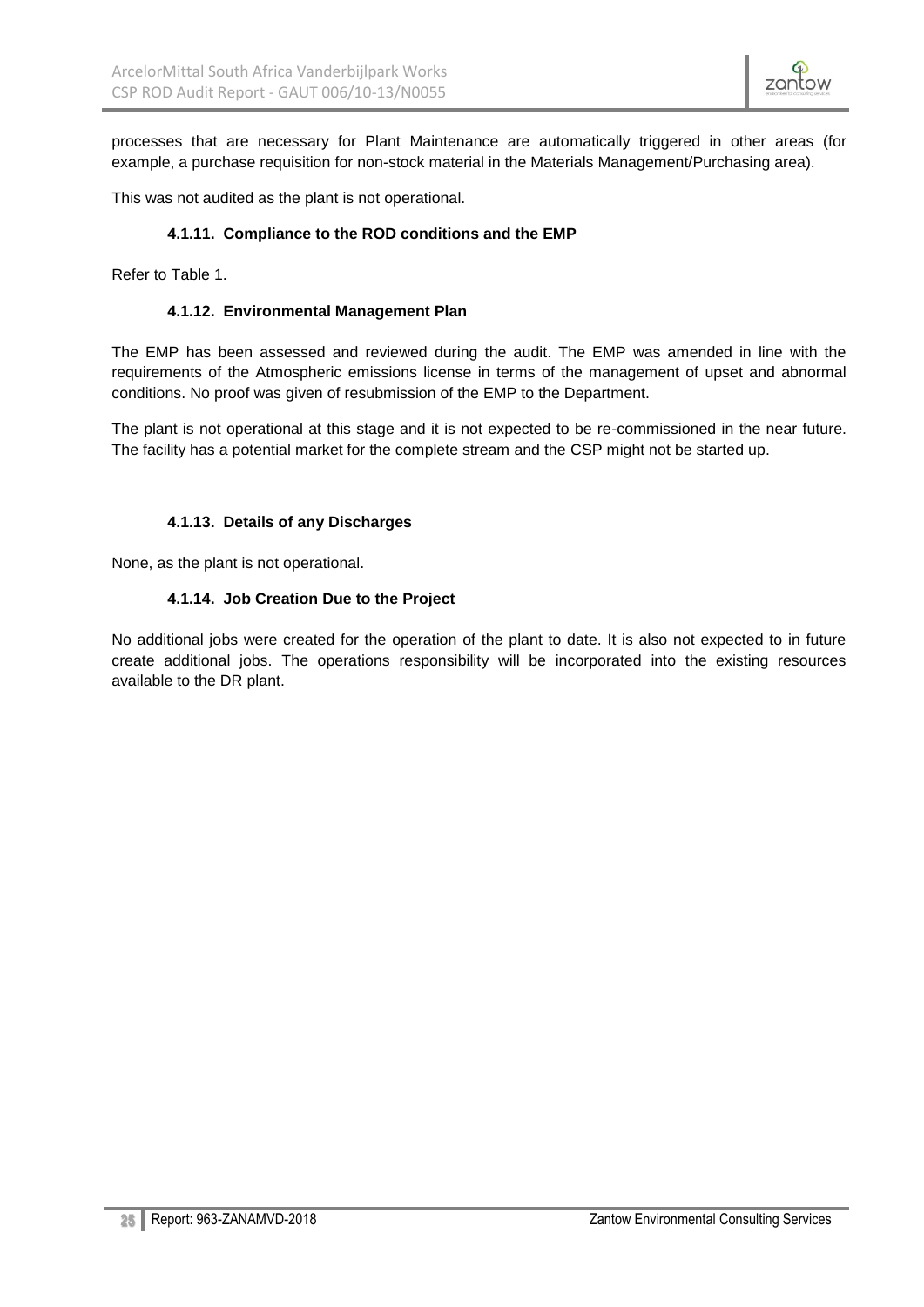processes that are necessary for Plant Maintenance are automatically triggered in other areas (for example, a purchase requisition for non-stock material in the Materials Management/Purchasing area).

This was not audited as the plant is not operational.

#### 4.1.11. Compliance to the ROD conditions and the EMP

Refer to Table 1.

#### 4.1.12. Environmental Management Plan

The EMP has been assessed and reviewed during the audit. The EMP was amended in line with the requirements of the Atmospheric emissions license in terms of the management of upset and abnormal conditions. No proof was given of resubmission of the EMP to the Department.

The plant is not operational at this stage and it is not expected to be re-commissioned in the near future. The facility has a potential market for the complete stream and the CSP might not be started up.

#### 4.1.13. Details of any Discharges

None, as the plant is not operational.

#### 4.1.14. Job Creation Due to the Project

No additional jobs were created for the operation of the plant to date. It is also not expected to in future create additional jobs. The operations responsibility will be incorporated into the existing resources available to the DR plant.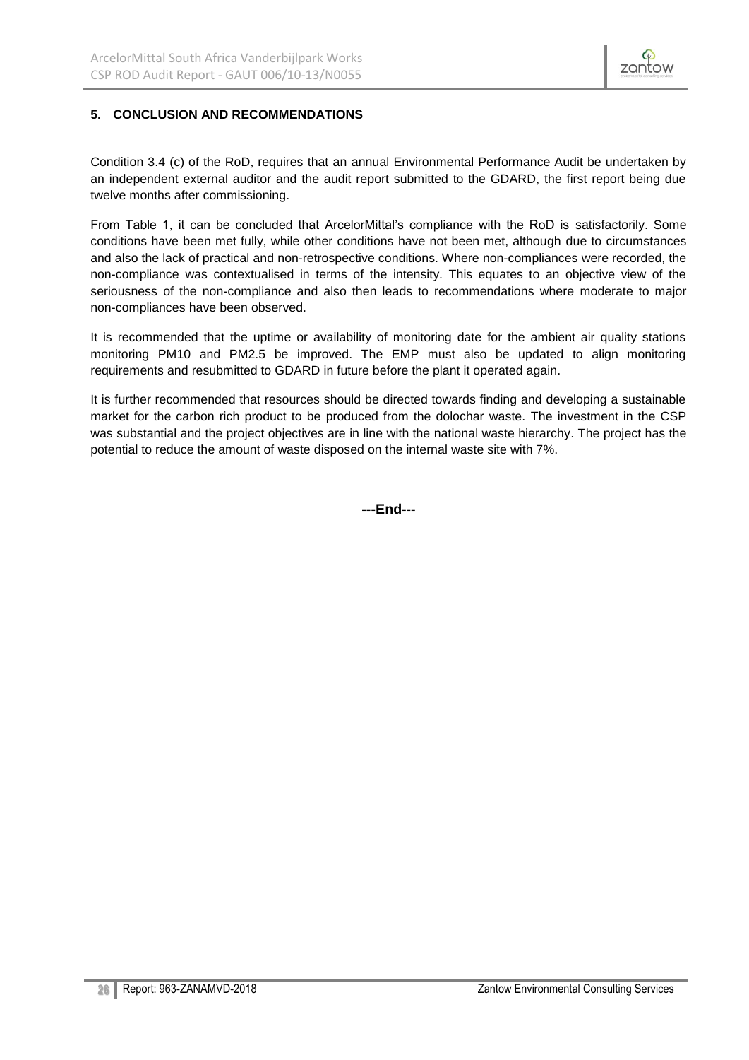## 5. CONCLUSION AND RECOMMENDATIONS

Condition 3.4 (c) of the RoD, requires that an annual Environmental Performance Audit be undertaken by an independent external auditor and the audit report submitted to the GDARD, the first report being due twelve months after commissioning.

From Table 1, it can be concluded that ArcelorMittal's compliance with the RoD is satisfactorily. Some conditions have been met fully, while other conditions have not been met, although due to circumstances and also the lack of practical and non-retrospective conditions. Where non-compliances were recorded, the non-compliance was contextualised in terms of the intensity. This equates to an objective view of the seriousness of the non-compliance and also then leads to recommendations where moderate to major non-compliances have been observed.

It is recommended that the uptime or availability of monitoring date for the ambient air quality stations monitoring PM10 and PM2.5 be improved. The EMP must also be updated to align monitoring requirements and resubmitted to GDARD in future before the plant it operated again.

It is further recommended that resources should be directed towards finding and developing a sustainable market for the carbon rich product to be produced from the dolochar waste. The investment in the CSP was substantial and the project objectives are in line with the national waste hierarchy. The project has the potential to reduce the amount of waste disposed on the internal waste site with 7%.

**---End---**